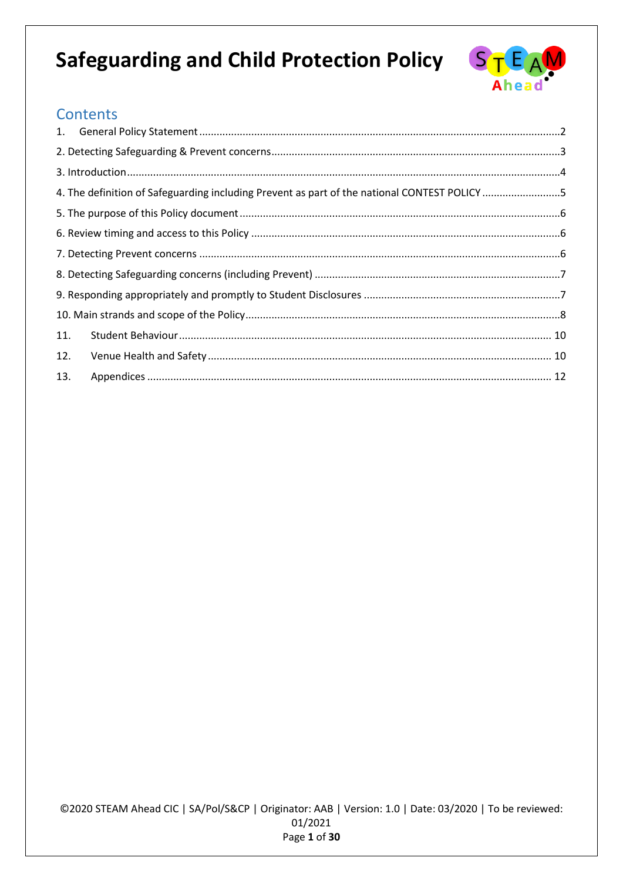# Safeguarding and Child Protection Policy

## Contents

1. General Policy Statement ........ 2
2. Detecting Safeguarding & Prevent concerns ........ 3
3. Introduction ........ 4
4. The definition of Safeguarding including Prevent as part of the national CONTEST POLICY ........ 5
5. The purpose of this Policy document ........ 6
6. Review timing and access to this Policy ........ 6
7. Detecting Prevent concerns ........ 6
8. Detecting Safeguarding concerns (including Prevent) ........ 7
9. Responding appropriately and promptly to Student Disclosures ........ 7
10. Main strands and scope of the Policy ........ 8
11. Student Behaviour ........ 10
12. Venue Health and Safety ........ 10
13. Appendices ........ 12

©2020 STEAM Ahead CIC | SA/Pol/S&CP | Originator: AAB | Version: 1.0 | Date: 03/2020 | To be reviewed: 01/2021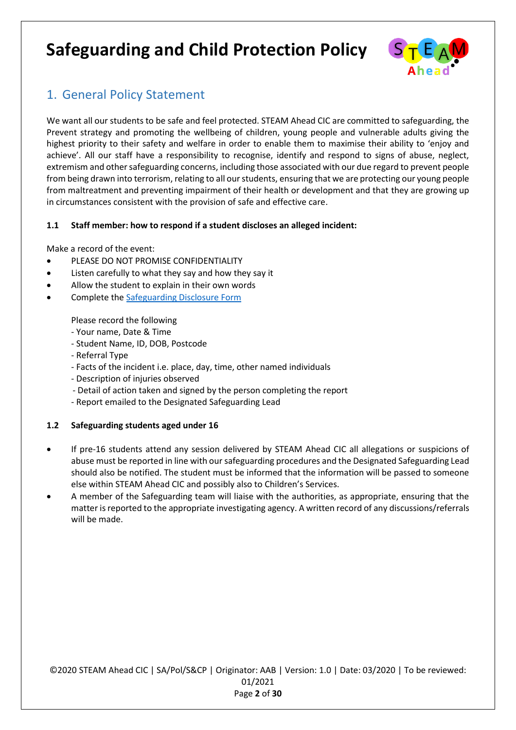# Safeguarding and Child Protection Policy

## 1. General Policy Statement

We want all our students to be safe and feel protected. STEAM Ahead CIC are committed to safeguarding, the Prevent strategy and promoting the wellbeing of children, young people and vulnerable adults giving the highest priority to their safety and welfare in order to enable them to maximise their ability to 'enjoy and achieve'. All our staff have a responsibility to recognise, identify and respond to signs of abuse, neglect, extremism and other safeguarding concerns, including those associated with our due regard to prevent people from being drawn into terrorism, relating to all our students, ensuring that we are protecting our young people from maltreatment and preventing impairment of their health or development and that they are growing up in circumstances consistent with the provision of safe and effective care.

### 1.1 Staff member: how to respond if a student discloses an alleged incident:

Make a record of the event:

- PLEASE DO NOT PROMISE CONFIDENTIALITY
- Listen carefully to what they say and how they say it
- Allow the student to explain in their own words
- Complete the [Safeguarding Disclosure Form]

  Please record the following
  - Your name, Date & Time
  - Student Name, ID, DOB, Postcode
  - Referral Type
  - Facts of the incident i.e. place, day, time, other named individuals
  - Description of injuries observed
  - Detail of action taken and signed by the person completing the report
  - Report emailed to the Designated Safeguarding Lead

### 1.2 Safeguarding students aged under 16

- If pre-16 students attend any session delivered by STEAM Ahead CIC all allegations or suspicions of abuse must be reported in line with our safeguarding procedures and the Designated Safeguarding Lead should also be notified. The student must be informed that the information will be passed to someone else within STEAM Ahead CIC and possibly also to Children's Services.
- A member of the Safeguarding team will liaise with the authorities, as appropriate, ensuring that the matter is reported to the appropriate investigating agency. A written record of any discussions/referrals will be made.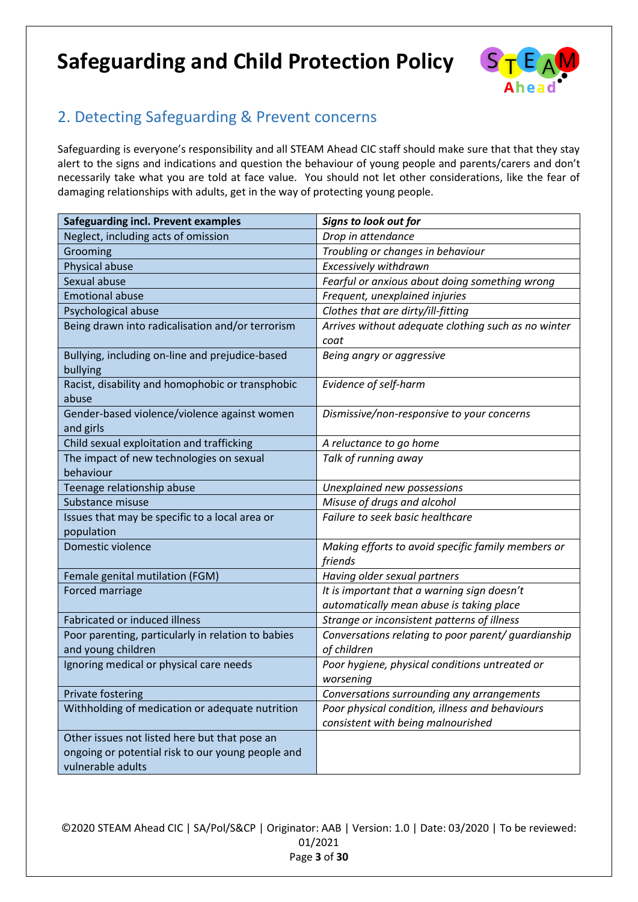# Safeguarding and Child Protection Policy

## 2. Detecting Safeguarding & Prevent concerns

Safeguarding is everyone's responsibility and all STEAM Ahead CIC staff should make sure that that they stay alert to the signs and indications and question the behaviour of young people and parents/carers and don't necessarily take what you are told at face value. You should not let other considerations, like the fear of damaging relationships with adults, get in the way of protecting young people.

| Safeguarding incl. Prevent examples | *Signs to look out for* |
|---|---|
| Neglect, including acts of omission | *Drop in attendance* |
| Grooming | *Troubling or changes in behaviour* |
| Physical abuse | *Excessively withdrawn* |
| Sexual abuse | *Fearful or anxious about doing something wrong* |
| Emotional abuse | *Frequent, unexplained injuries* |
| Psychological abuse | *Clothes that are dirty/ill-fitting* |
| Being drawn into radicalisation and/or terrorism | *Arrives without adequate clothing such as no winter coat* |
| Bullying, including on-line and prejudice-based bullying | *Being angry or aggressive* |
| Racist, disability and homophobic or transphobic abuse | *Evidence of self-harm* |
| Gender-based violence/violence against women and girls | *Dismissive/non-responsive to your concerns* |
| Child sexual exploitation and trafficking | *A reluctance to go home* |
| The impact of new technologies on sexual behaviour | *Talk of running away* |
| Teenage relationship abuse | *Unexplained new possessions* |
| Substance misuse | *Misuse of drugs and alcohol* |
| Issues that may be specific to a local area or population | *Failure to seek basic healthcare* |
| Domestic violence | *Making efforts to avoid specific family members or friends* |
| Female genital mutilation (FGM) | *Having older sexual partners* |
| Forced marriage | *It is important that a warning sign doesn't automatically mean abuse is taking place* |
| Fabricated or induced illness | *Strange or inconsistent patterns of illness* |
| Poor parenting, particularly in relation to babies and young children | *Conversations relating to poor parent/ guardianship of children* |
| Ignoring medical or physical care needs | *Poor hygiene, physical conditions untreated or worsening* |
| Private fostering | *Conversations surrounding any arrangements* |
| Withholding of medication or adequate nutrition | *Poor physical condition, illness and behaviours consistent with being malnourished* |
| Other issues not listed here but that pose an ongoing or potential risk to our young people and vulnerable adults | |

©2020 STEAM Ahead CIC | SA/Pol/S&CP | Originator: AAB | Version: 1.0 | Date: 03/2020 | To be reviewed: 01/2021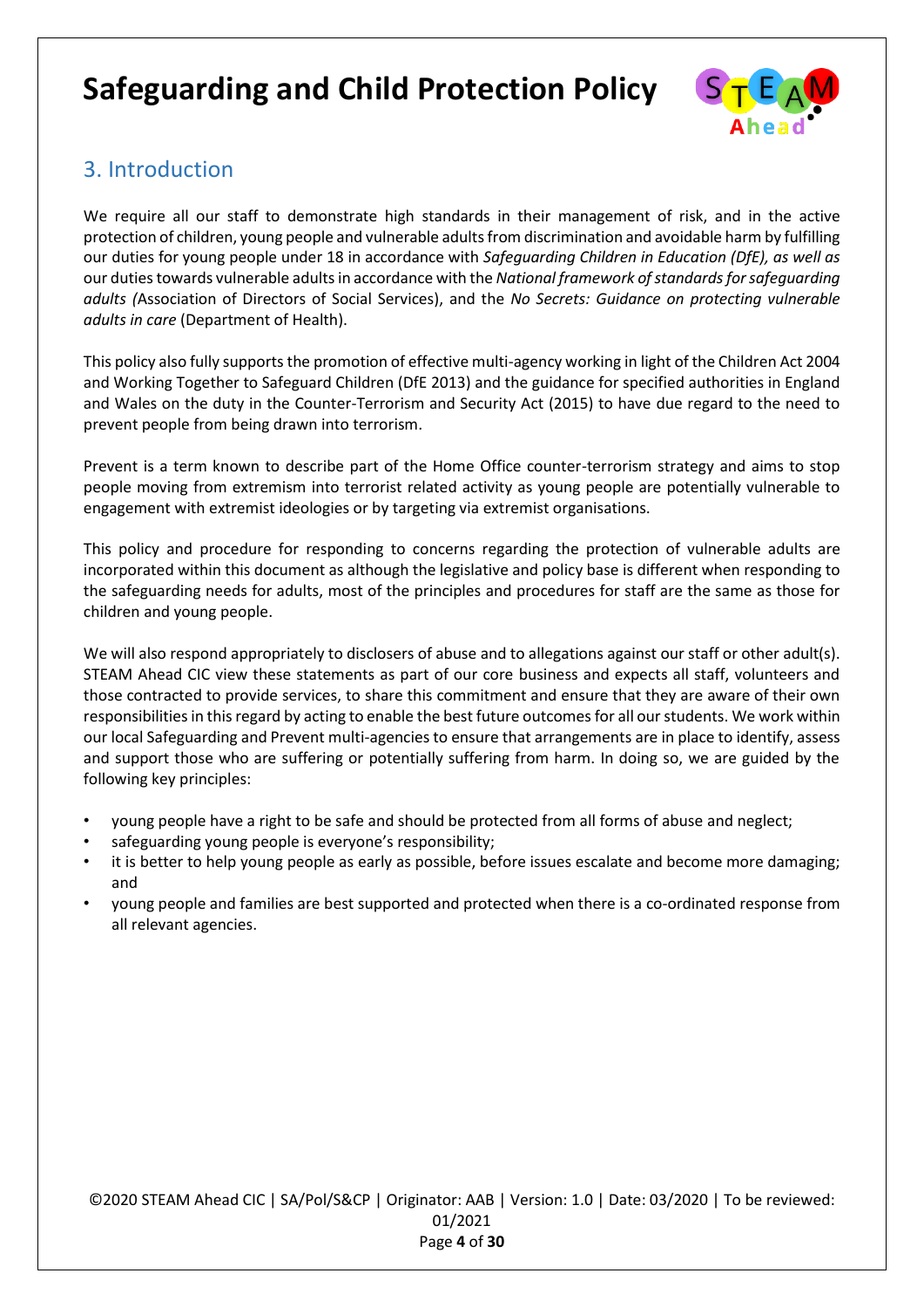## 3. Introduction

We require all our staff to demonstrate high standards in their management of risk, and in the active protection of children, young people and vulnerable adults from discrimination and avoidable harm by fulfilling our duties for young people under 18 in accordance with *Safeguarding Children in Education (DfE), as well as* our duties towards vulnerable adults in accordance with the *National framework of standards for safeguarding adults (*Association of Directors of Social Services), and the *No Secrets: Guidance on protecting vulnerable adults in care* (Department of Health).

This policy also fully supports the promotion of effective multi-agency working in light of the Children Act 2004 and Working Together to Safeguard Children (DfE 2013) and the guidance for specified authorities in England and Wales on the duty in the Counter-Terrorism and Security Act (2015) to have due regard to the need to prevent people from being drawn into terrorism.

Prevent is a term known to describe part of the Home Office counter-terrorism strategy and aims to stop people moving from extremism into terrorist related activity as young people are potentially vulnerable to engagement with extremist ideologies or by targeting via extremist organisations.

This policy and procedure for responding to concerns regarding the protection of vulnerable adults are incorporated within this document as although the legislative and policy base is different when responding to the safeguarding needs for adults, most of the principles and procedures for staff are the same as those for children and young people.

We will also respond appropriately to disclosers of abuse and to allegations against our staff or other adult(s). STEAM Ahead CIC view these statements as part of our core business and expects all staff, volunteers and those contracted to provide services, to share this commitment and ensure that they are aware of their own responsibilities in this regard by acting to enable the best future outcomes for all our students. We work within our local Safeguarding and Prevent multi-agencies to ensure that arrangements are in place to identify, assess and support those who are suffering or potentially suffering from harm. In doing so, we are guided by the following key principles:

- young people have a right to be safe and should be protected from all forms of abuse and neglect;
- safeguarding young people is everyone's responsibility;
- it is better to help young people as early as possible, before issues escalate and become more damaging; and
- young people and families are best supported and protected when there is a co-ordinated response from all relevant agencies.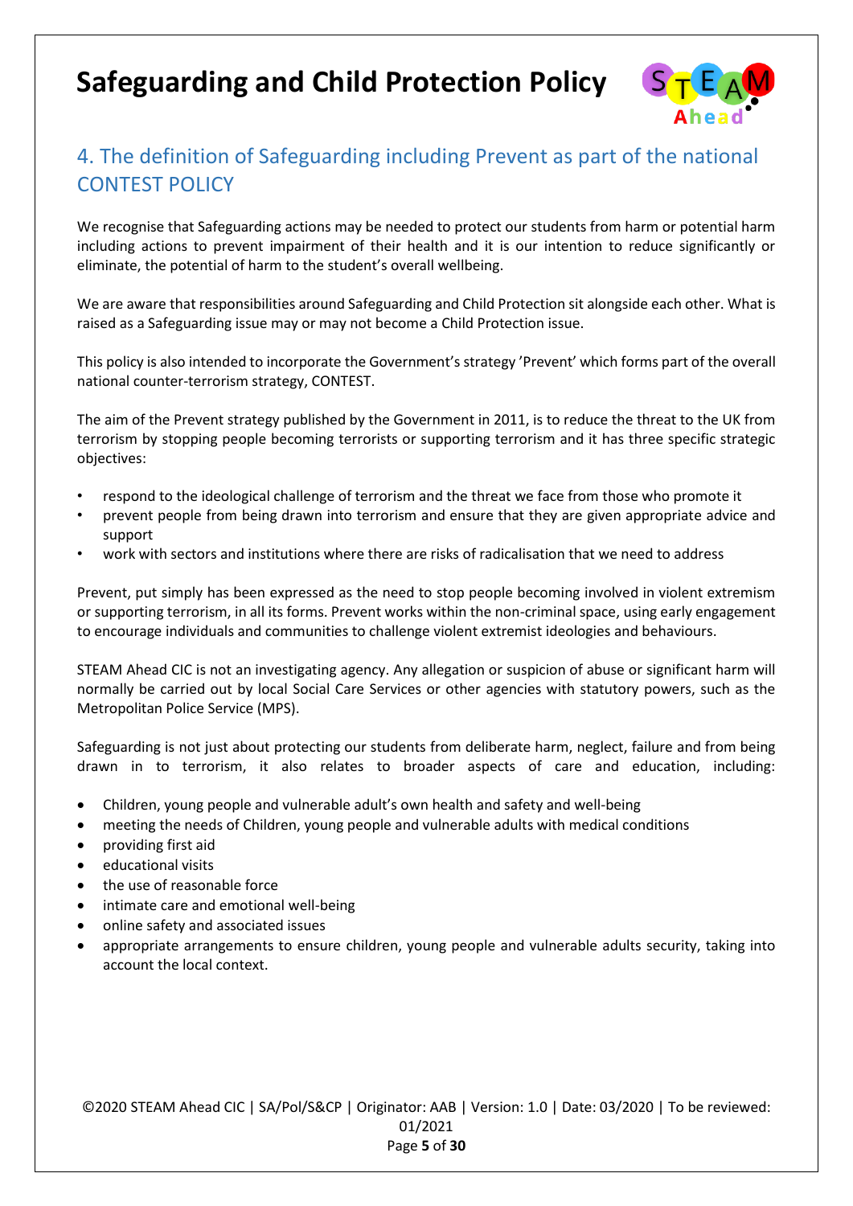## 4. The definition of Safeguarding including Prevent as part of the national CONTEST POLICY

We recognise that Safeguarding actions may be needed to protect our students from harm or potential harm including actions to prevent impairment of their health and it is our intention to reduce significantly or eliminate, the potential of harm to the student's overall wellbeing.

We are aware that responsibilities around Safeguarding and Child Protection sit alongside each other. What is raised as a Safeguarding issue may or may not become a Child Protection issue.

This policy is also intended to incorporate the Government's strategy 'Prevent' which forms part of the overall national counter-terrorism strategy, CONTEST.

The aim of the Prevent strategy published by the Government in 2011, is to reduce the threat to the UK from terrorism by stopping people becoming terrorists or supporting terrorism and it has three specific strategic objectives:

- respond to the ideological challenge of terrorism and the threat we face from those who promote it
- prevent people from being drawn into terrorism and ensure that they are given appropriate advice and support
- work with sectors and institutions where there are risks of radicalisation that we need to address

Prevent, put simply has been expressed as the need to stop people becoming involved in violent extremism or supporting terrorism, in all its forms. Prevent works within the non-criminal space, using early engagement to encourage individuals and communities to challenge violent extremist ideologies and behaviours.

STEAM Ahead CIC is not an investigating agency. Any allegation or suspicion of abuse or significant harm will normally be carried out by local Social Care Services or other agencies with statutory powers, such as the Metropolitan Police Service (MPS).

Safeguarding is not just about protecting our students from deliberate harm, neglect, failure and from being drawn in to terrorism, it also relates to broader aspects of care and education, including:

- Children, young people and vulnerable adult's own health and safety and well-being
- meeting the needs of Children, young people and vulnerable adults with medical conditions
- providing first aid
- educational visits
- the use of reasonable force
- intimate care and emotional well-being
- online safety and associated issues
- appropriate arrangements to ensure children, young people and vulnerable adults security, taking into account the local context.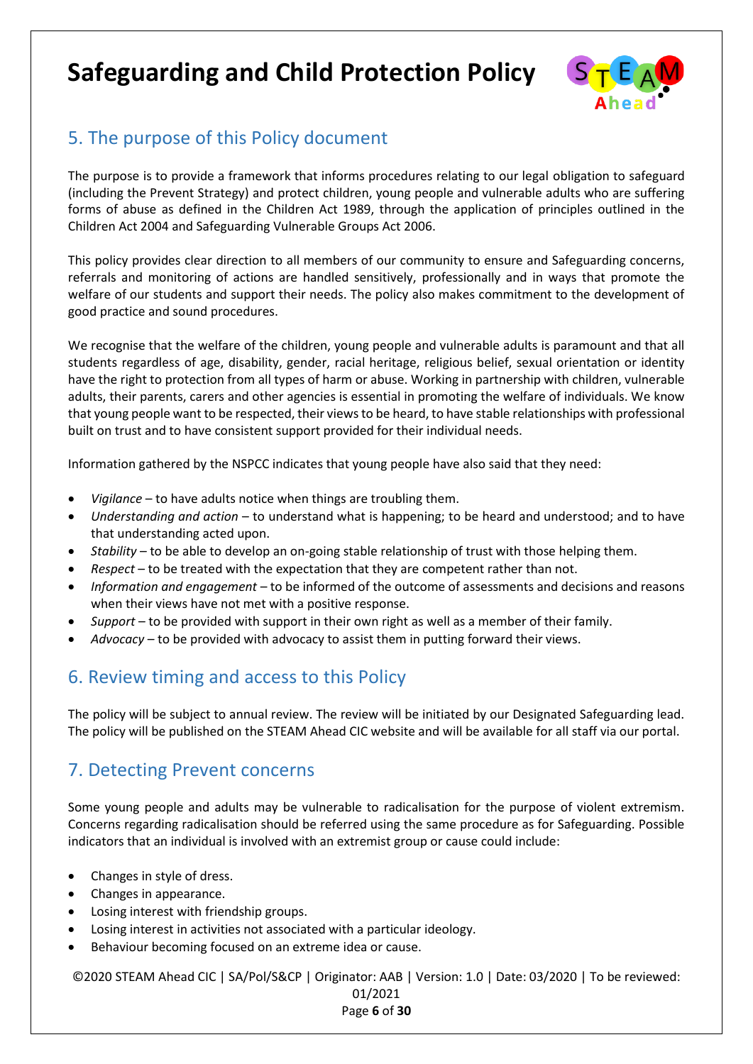## 5. The purpose of this Policy document

The purpose is to provide a framework that informs procedures relating to our legal obligation to safeguard (including the Prevent Strategy) and protect children, young people and vulnerable adults who are suffering forms of abuse as defined in the Children Act 1989, through the application of principles outlined in the Children Act 2004 and Safeguarding Vulnerable Groups Act 2006.

This policy provides clear direction to all members of our community to ensure and Safeguarding concerns, referrals and monitoring of actions are handled sensitively, professionally and in ways that promote the welfare of our students and support their needs. The policy also makes commitment to the development of good practice and sound procedures.

We recognise that the welfare of the children, young people and vulnerable adults is paramount and that all students regardless of age, disability, gender, racial heritage, religious belief, sexual orientation or identity have the right to protection from all types of harm or abuse. Working in partnership with children, vulnerable adults, their parents, carers and other agencies is essential in promoting the welfare of individuals. We know that young people want to be respected, their views to be heard, to have stable relationships with professional built on trust and to have consistent support provided for their individual needs.

Information gathered by the NSPCC indicates that young people have also said that they need:

- *Vigilance* – to have adults notice when things are troubling them.
- *Understanding and action* – to understand what is happening; to be heard and understood; and to have that understanding acted upon.
- *Stability* – to be able to develop an on-going stable relationship of trust with those helping them.
- *Respect* – to be treated with the expectation that they are competent rather than not.
- *Information and engagement* – to be informed of the outcome of assessments and decisions and reasons when their views have not met with a positive response.
- *Support* – to be provided with support in their own right as well as a member of their family.
- *Advocacy* – to be provided with advocacy to assist them in putting forward their views.

## 6. Review timing and access to this Policy

The policy will be subject to annual review. The review will be initiated by our Designated Safeguarding lead. The policy will be published on the STEAM Ahead CIC website and will be available for all staff via our portal.

## 7. Detecting Prevent concerns

Some young people and adults may be vulnerable to radicalisation for the purpose of violent extremism. Concerns regarding radicalisation should be referred using the same procedure as for Safeguarding. Possible indicators that an individual is involved with an extremist group or cause could include:

- Changes in style of dress.
- Changes in appearance.
- Losing interest with friendship groups.
- Losing interest in activities not associated with a particular ideology.
- Behaviour becoming focused on an extreme idea or cause.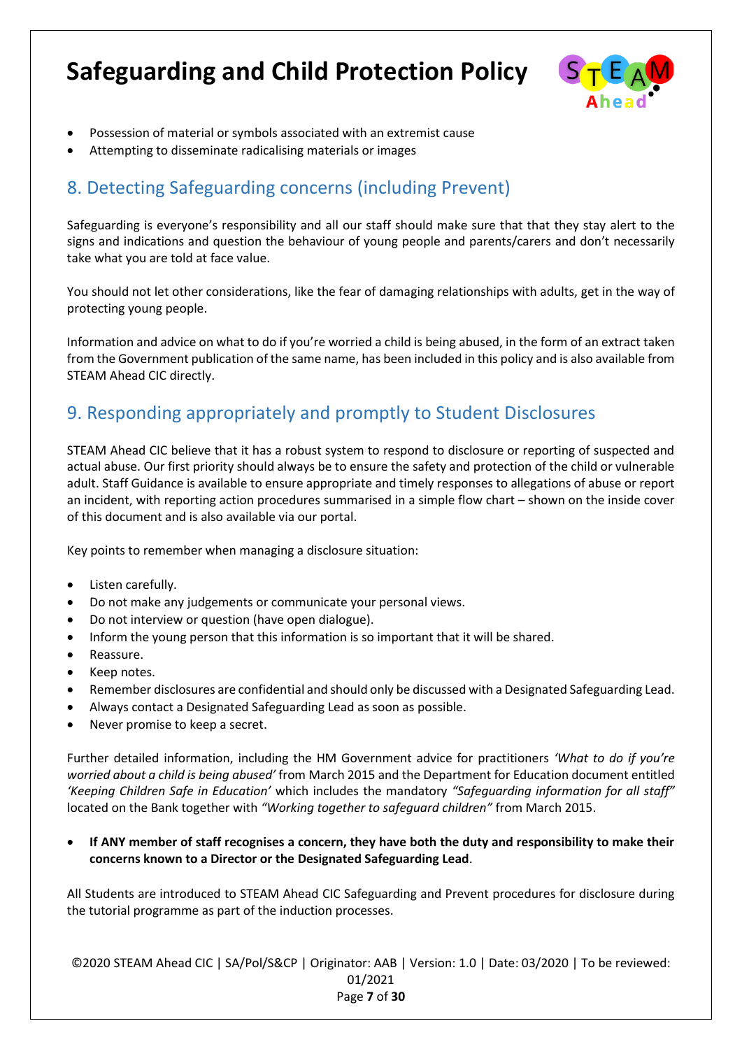- Possession of material or symbols associated with an extremist cause
- Attempting to disseminate radicalising materials or images

## 8. Detecting Safeguarding concerns (including Prevent)

Safeguarding is everyone's responsibility and all our staff should make sure that that they stay alert to the signs and indications and question the behaviour of young people and parents/carers and don't necessarily take what you are told at face value.

You should not let other considerations, like the fear of damaging relationships with adults, get in the way of protecting young people.

Information and advice on what to do if you're worried a child is being abused, in the form of an extract taken from the Government publication of the same name, has been included in this policy and is also available from STEAM Ahead CIC directly.

## 9. Responding appropriately and promptly to Student Disclosures

STEAM Ahead CIC believe that it has a robust system to respond to disclosure or reporting of suspected and actual abuse. Our first priority should always be to ensure the safety and protection of the child or vulnerable adult. Staff Guidance is available to ensure appropriate and timely responses to allegations of abuse or report an incident, with reporting action procedures summarised in a simple flow chart – shown on the inside cover of this document and is also available via our portal.

Key points to remember when managing a disclosure situation:

- Listen carefully.
- Do not make any judgements or communicate your personal views.
- Do not interview or question (have open dialogue).
- Inform the young person that this information is so important that it will be shared.
- Reassure.
- Keep notes.
- Remember disclosures are confidential and should only be discussed with a Designated Safeguarding Lead.
- Always contact a Designated Safeguarding Lead as soon as possible.
- Never promise to keep a secret.

Further detailed information, including the HM Government advice for practitioners *'What to do if you're worried about a child is being abused'* from March 2015 and the Department for Education document entitled *'Keeping Children Safe in Education'* which includes the mandatory *"Safeguarding information for all staff"* located on the Bank together with *"Working together to safeguard children"* from March 2015.

- **If ANY member of staff recognises a concern, they have both the duty and responsibility to make their concerns known to a Director or the Designated Safeguarding Lead**.

All Students are introduced to STEAM Ahead CIC Safeguarding and Prevent procedures for disclosure during the tutorial programme as part of the induction processes.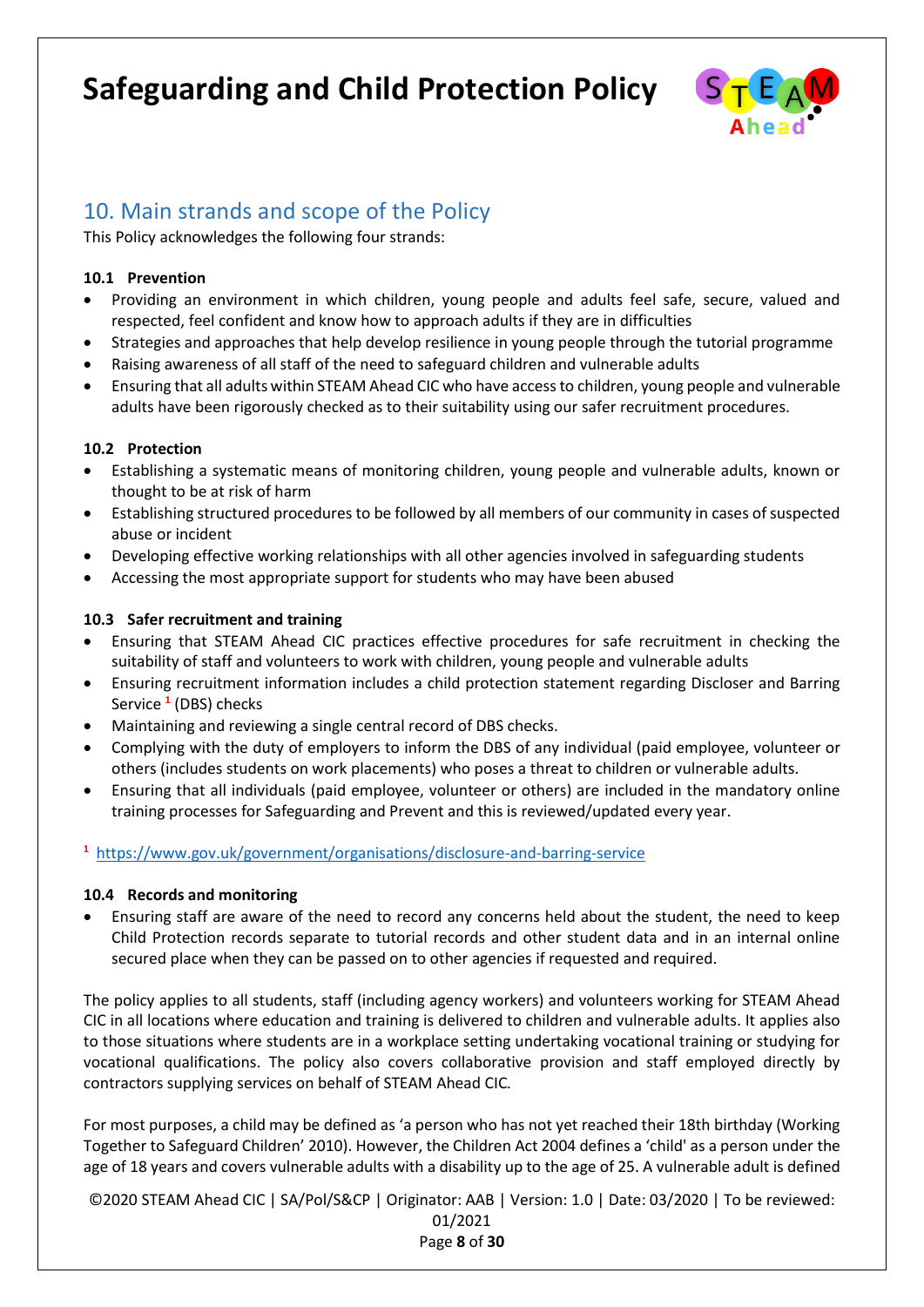## 10. Main strands and scope of the Policy

This Policy acknowledges the following four strands:

### 10.1 Prevention

- Providing an environment in which children, young people and adults feel safe, secure, valued and respected, feel confident and know how to approach adults if they are in difficulties
- Strategies and approaches that help develop resilience in young people through the tutorial programme
- Raising awareness of all staff of the need to safeguard children and vulnerable adults
- Ensuring that all adults within STEAM Ahead CIC who have access to children, young people and vulnerable adults have been rigorously checked as to their suitability using our safer recruitment procedures.

### 10.2 Protection

- Establishing a systematic means of monitoring children, young people and vulnerable adults, known or thought to be at risk of harm
- Establishing structured procedures to be followed by all members of our community in cases of suspected abuse or incident
- Developing effective working relationships with all other agencies involved in safeguarding students
- Accessing the most appropriate support for students who may have been abused

### 10.3 Safer recruitment and training

- Ensuring that STEAM Ahead CIC practices effective procedures for safe recruitment in checking the suitability of staff and volunteers to work with children, young people and vulnerable adults
- Ensuring recruitment information includes a child protection statement regarding Discloser and Barring Service [1] (DBS) checks
- Maintaining and reviewing a single central record of DBS checks.
- Complying with the duty of employers to inform the DBS of any individual (paid employee, volunteer or others) (includes students on work placements) who poses a threat to children or vulnerable adults.
- Ensuring that all individuals (paid employee, volunteer or others) are included in the mandatory online training processes for Safeguarding and Prevent and this is reviewed/updated every year.

[1] https://www.gov.uk/government/organisations/disclosure-and-barring-service

### 10.4 Records and monitoring

- Ensuring staff are aware of the need to record any concerns held about the student, the need to keep Child Protection records separate to tutorial records and other student data and in an internal online secured place when they can be passed on to other agencies if requested and required.

The policy applies to all students, staff (including agency workers) and volunteers working for STEAM Ahead CIC in all locations where education and training is delivered to children and vulnerable adults. It applies also to those situations where students are in a workplace setting undertaking vocational training or studying for vocational qualifications. The policy also covers collaborative provision and staff employed directly by contractors supplying services on behalf of STEAM Ahead CIC.

For most purposes, a child may be defined as 'a person who has not yet reached their 18th birthday (Working Together to Safeguard Children' 2010). However, the Children Act 2004 defines a 'child' as a person under the age of 18 years and covers vulnerable adults with a disability up to the age of 25. A vulnerable adult is defined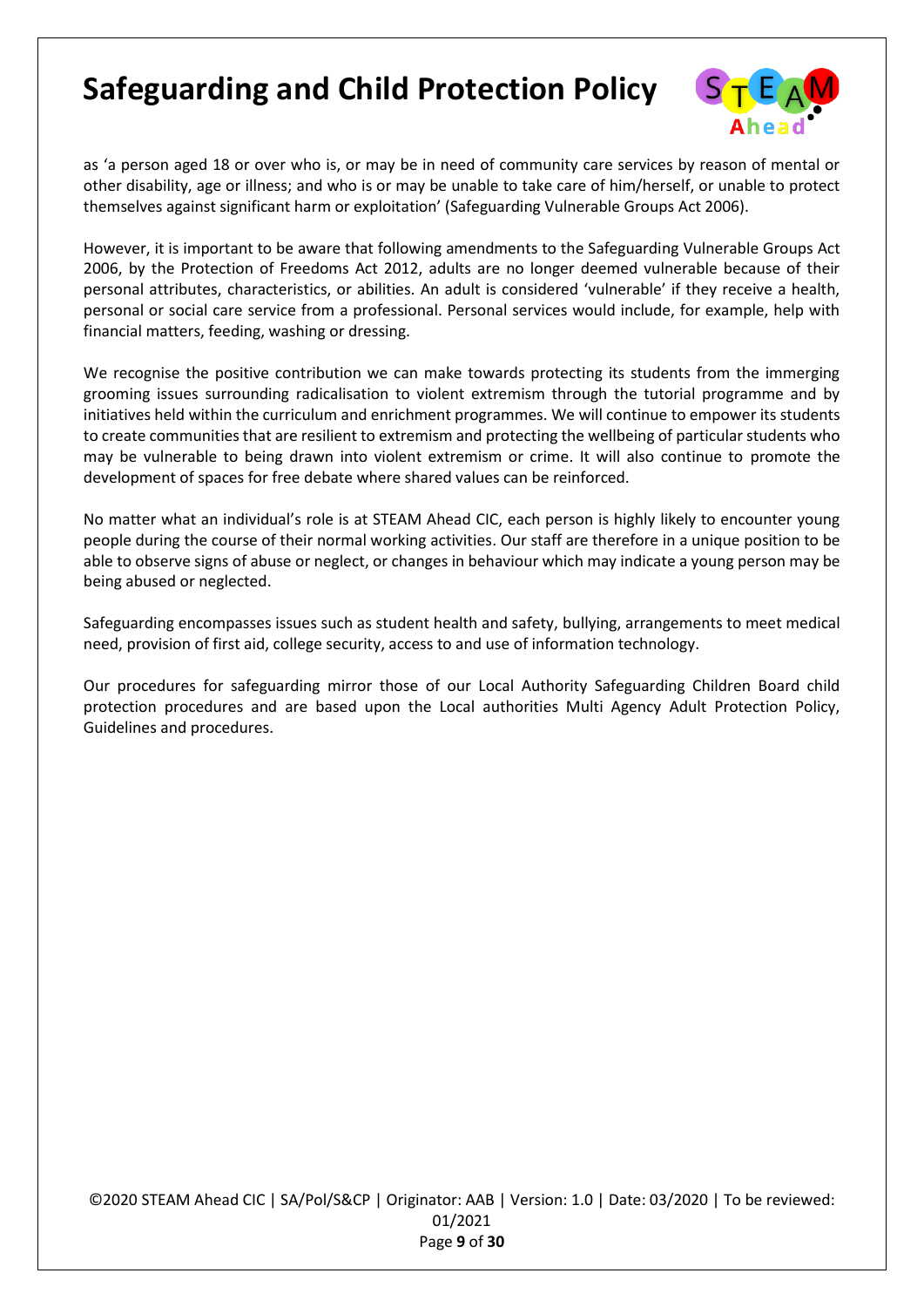as 'a person aged 18 or over who is, or may be in need of community care services by reason of mental or other disability, age or illness; and who is or may be unable to take care of him/herself, or unable to protect themselves against significant harm or exploitation' (Safeguarding Vulnerable Groups Act 2006).

However, it is important to be aware that following amendments to the Safeguarding Vulnerable Groups Act 2006, by the Protection of Freedoms Act 2012, adults are no longer deemed vulnerable because of their personal attributes, characteristics, or abilities. An adult is considered 'vulnerable' if they receive a health, personal or social care service from a professional. Personal services would include, for example, help with financial matters, feeding, washing or dressing.

We recognise the positive contribution we can make towards protecting its students from the immerging grooming issues surrounding radicalisation to violent extremism through the tutorial programme and by initiatives held within the curriculum and enrichment programmes. We will continue to empower its students to create communities that are resilient to extremism and protecting the wellbeing of particular students who may be vulnerable to being drawn into violent extremism or crime. It will also continue to promote the development of spaces for free debate where shared values can be reinforced.

No matter what an individual's role is at STEAM Ahead CIC, each person is highly likely to encounter young people during the course of their normal working activities. Our staff are therefore in a unique position to be able to observe signs of abuse or neglect, or changes in behaviour which may indicate a young person may be being abused or neglected.

Safeguarding encompasses issues such as student health and safety, bullying, arrangements to meet medical need, provision of first aid, college security, access to and use of information technology.

Our procedures for safeguarding mirror those of our Local Authority Safeguarding Children Board child protection procedures and are based upon the Local authorities Multi Agency Adult Protection Policy, Guidelines and procedures.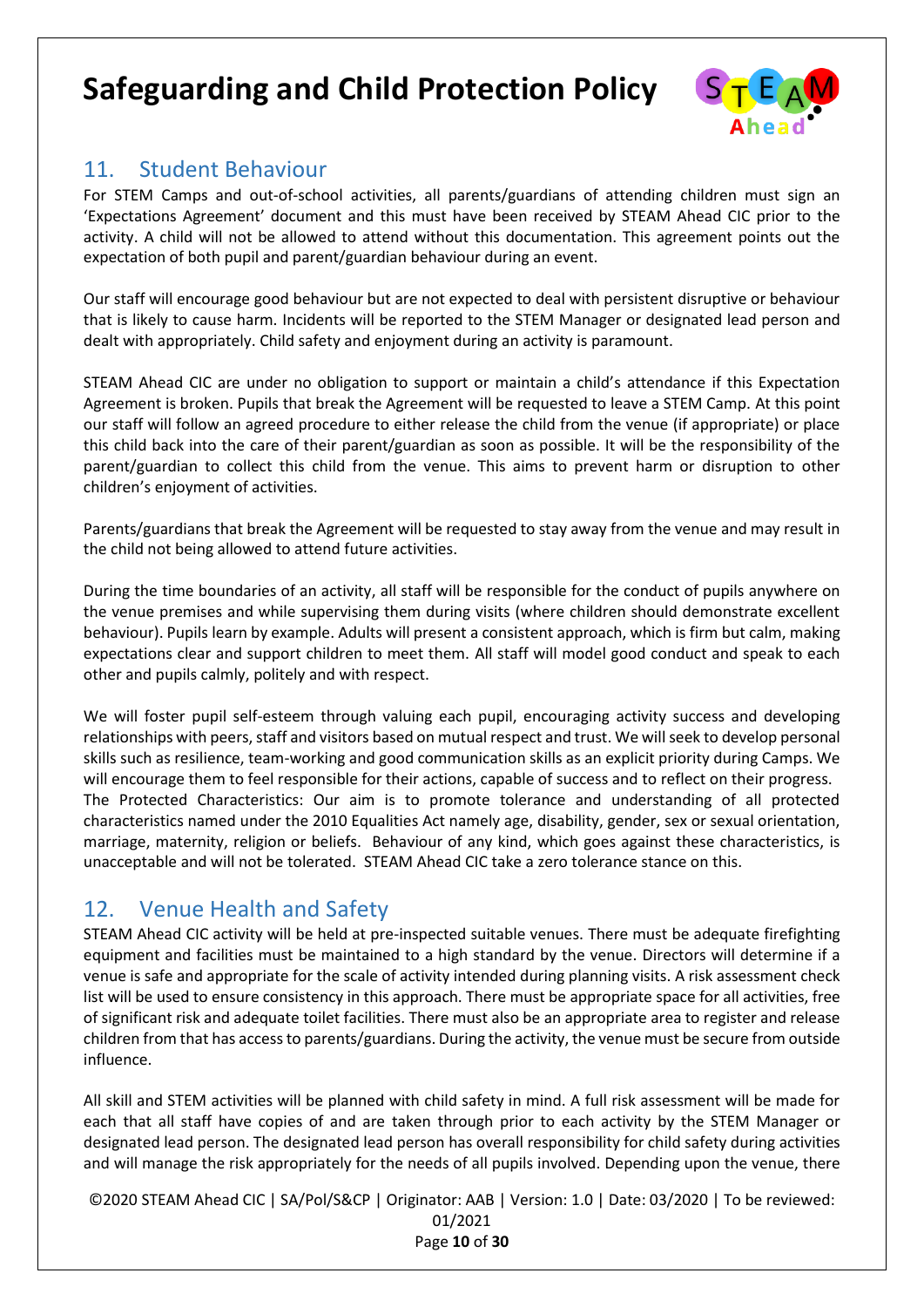## 11. Student Behaviour

For STEM Camps and out-of-school activities, all parents/guardians of attending children must sign an 'Expectations Agreement' document and this must have been received by STEAM Ahead CIC prior to the activity. A child will not be allowed to attend without this documentation. This agreement points out the expectation of both pupil and parent/guardian behaviour during an event.

Our staff will encourage good behaviour but are not expected to deal with persistent disruptive or behaviour that is likely to cause harm. Incidents will be reported to the STEM Manager or designated lead person and dealt with appropriately. Child safety and enjoyment during an activity is paramount.

STEAM Ahead CIC are under no obligation to support or maintain a child's attendance if this Expectation Agreement is broken. Pupils that break the Agreement will be requested to leave a STEM Camp. At this point our staff will follow an agreed procedure to either release the child from the venue (if appropriate) or place this child back into the care of their parent/guardian as soon as possible. It will be the responsibility of the parent/guardian to collect this child from the venue. This aims to prevent harm or disruption to other children's enjoyment of activities.

Parents/guardians that break the Agreement will be requested to stay away from the venue and may result in the child not being allowed to attend future activities.

During the time boundaries of an activity, all staff will be responsible for the conduct of pupils anywhere on the venue premises and while supervising them during visits (where children should demonstrate excellent behaviour). Pupils learn by example. Adults will present a consistent approach, which is firm but calm, making expectations clear and support children to meet them. All staff will model good conduct and speak to each other and pupils calmly, politely and with respect.

We will foster pupil self-esteem through valuing each pupil, encouraging activity success and developing relationships with peers, staff and visitors based on mutual respect and trust. We will seek to develop personal skills such as resilience, team-working and good communication skills as an explicit priority during Camps. We will encourage them to feel responsible for their actions, capable of success and to reflect on their progress.
The Protected Characteristics: Our aim is to promote tolerance and understanding of all protected characteristics named under the 2010 Equalities Act namely age, disability, gender, sex or sexual orientation, marriage, maternity, religion or beliefs. Behaviour of any kind, which goes against these characteristics, is unacceptable and will not be tolerated. STEAM Ahead CIC take a zero tolerance stance on this.

## 12. Venue Health and Safety

STEAM Ahead CIC activity will be held at pre-inspected suitable venues. There must be adequate firefighting equipment and facilities must be maintained to a high standard by the venue. Directors will determine if a venue is safe and appropriate for the scale of activity intended during planning visits. A risk assessment check list will be used to ensure consistency in this approach. There must be appropriate space for all activities, free of significant risk and adequate toilet facilities. There must also be an appropriate area to register and release children from that has access to parents/guardians. During the activity, the venue must be secure from outside influence.

All skill and STEM activities will be planned with child safety in mind. A full risk assessment will be made for each that all staff have copies of and are taken through prior to each activity by the STEM Manager or designated lead person. The designated lead person has overall responsibility for child safety during activities and will manage the risk appropriately for the needs of all pupils involved. Depending upon the venue, there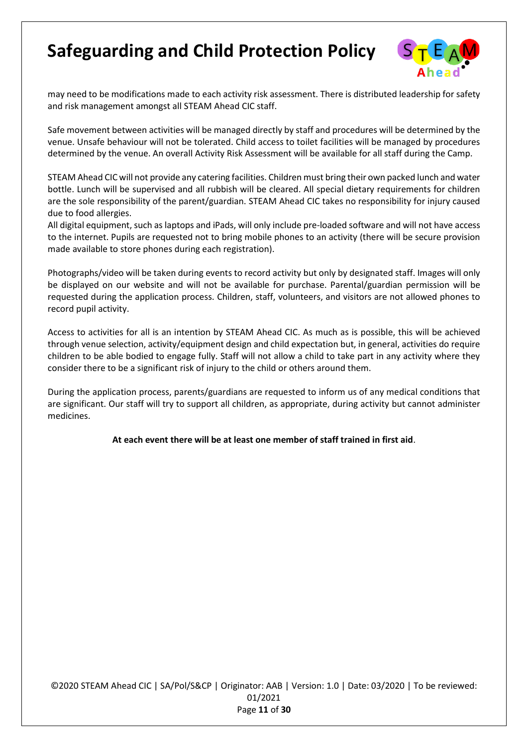may need to be modifications made to each activity risk assessment. There is distributed leadership for safety and risk management amongst all STEAM Ahead CIC staff.

Safe movement between activities will be managed directly by staff and procedures will be determined by the venue. Unsafe behaviour will not be tolerated. Child access to toilet facilities will be managed by procedures determined by the venue. An overall Activity Risk Assessment will be available for all staff during the Camp.

STEAM Ahead CIC will not provide any catering facilities. Children must bring their own packed lunch and water bottle. Lunch will be supervised and all rubbish will be cleared. All special dietary requirements for children are the sole responsibility of the parent/guardian. STEAM Ahead CIC takes no responsibility for injury caused due to food allergies.
All digital equipment, such as laptops and iPads, will only include pre-loaded software and will not have access to the internet. Pupils are requested not to bring mobile phones to an activity (there will be secure provision made available to store phones during each registration).

Photographs/video will be taken during events to record activity but only by designated staff. Images will only be displayed on our website and will not be available for purchase. Parental/guardian permission will be requested during the application process. Children, staff, volunteers, and visitors are not allowed phones to record pupil activity.

Access to activities for all is an intention by STEAM Ahead CIC. As much as is possible, this will be achieved through venue selection, activity/equipment design and child expectation but, in general, activities do require children to be able bodied to engage fully. Staff will not allow a child to take part in any activity where they consider there to be a significant risk of injury to the child or others around them.

During the application process, parents/guardians are requested to inform us of any medical conditions that are significant. Our staff will try to support all children, as appropriate, during activity but cannot administer medicines.

**At each event there will be at least one member of staff trained in first aid**.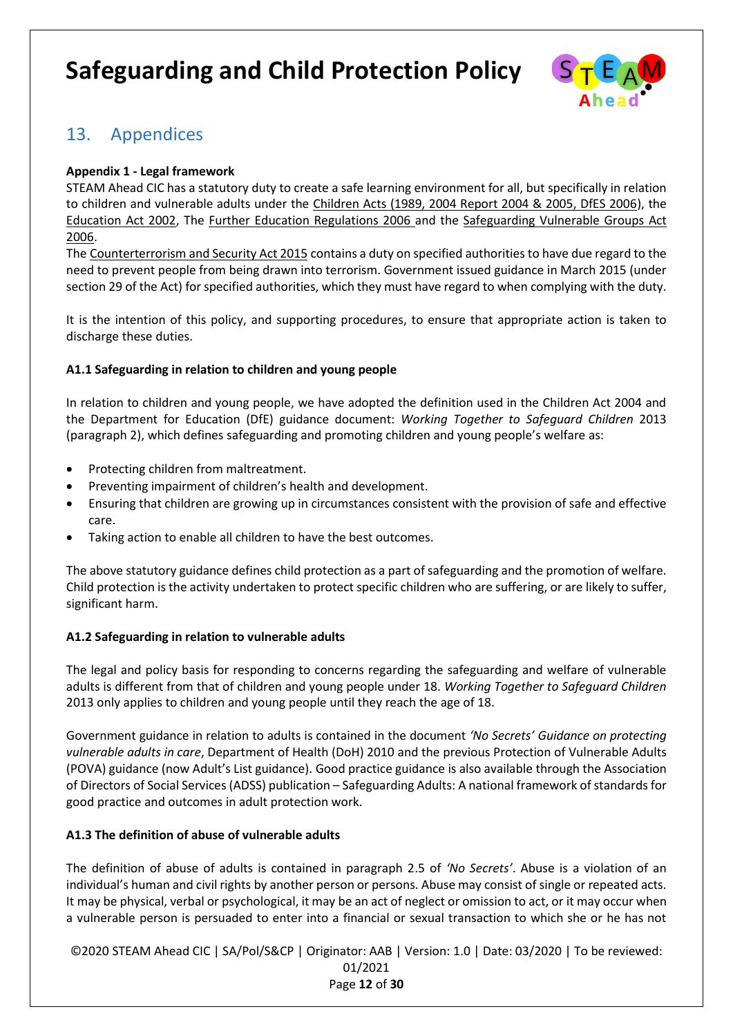## 13. Appendices

**Appendix 1 - Legal framework**

STEAM Ahead CIC has a statutory duty to create a safe learning environment for all, but specifically in relation to children and vulnerable adults under the Children Acts (1989, 2004 Report 2004 & 2005, DfES 2006), the Education Act 2002, The Further Education Regulations 2006 and the Safeguarding Vulnerable Groups Act 2006.

The Counterterrorism and Security Act 2015 contains a duty on specified authorities to have due regard to the need to prevent people from being drawn into terrorism. Government issued guidance in March 2015 (under section 29 of the Act) for specified authorities, which they must have regard to when complying with the duty.

It is the intention of this policy, and supporting procedures, to ensure that appropriate action is taken to discharge these duties.

**A1.1 Safeguarding in relation to children and young people**

In relation to children and young people, we have adopted the definition used in the Children Act 2004 and the Department for Education (DfE) guidance document: *Working Together to Safeguard Children* 2013 (paragraph 2), which defines safeguarding and promoting children and young people's welfare as:

- Protecting children from maltreatment.
- Preventing impairment of children's health and development.
- Ensuring that children are growing up in circumstances consistent with the provision of safe and effective care.
- Taking action to enable all children to have the best outcomes.

The above statutory guidance defines child protection as a part of safeguarding and the promotion of welfare. Child protection is the activity undertaken to protect specific children who are suffering, or are likely to suffer, significant harm.

**A1.2 Safeguarding in relation to vulnerable adults**

The legal and policy basis for responding to concerns regarding the safeguarding and welfare of vulnerable adults is different from that of children and young people under 18. *Working Together to Safeguard Children* 2013 only applies to children and young people until they reach the age of 18.

Government guidance in relation to adults is contained in the document *'No Secrets' Guidance on protecting vulnerable adults in care*, Department of Health (DoH) 2010 and the previous Protection of Vulnerable Adults (POVA) guidance (now Adult's List guidance). Good practice guidance is also available through the Association of Directors of Social Services (ADSS) publication – Safeguarding Adults: A national framework of standards for good practice and outcomes in adult protection work.

**A1.3 The definition of abuse of vulnerable adults**

The definition of abuse of adults is contained in paragraph 2.5 of *'No Secrets'*. Abuse is a violation of an individual's human and civil rights by another person or persons. Abuse may consist of single or repeated acts. It may be physical, verbal or psychological, it may be an act of neglect or omission to act, or it may occur when a vulnerable person is persuaded to enter into a financial or sexual transaction to which she or he has not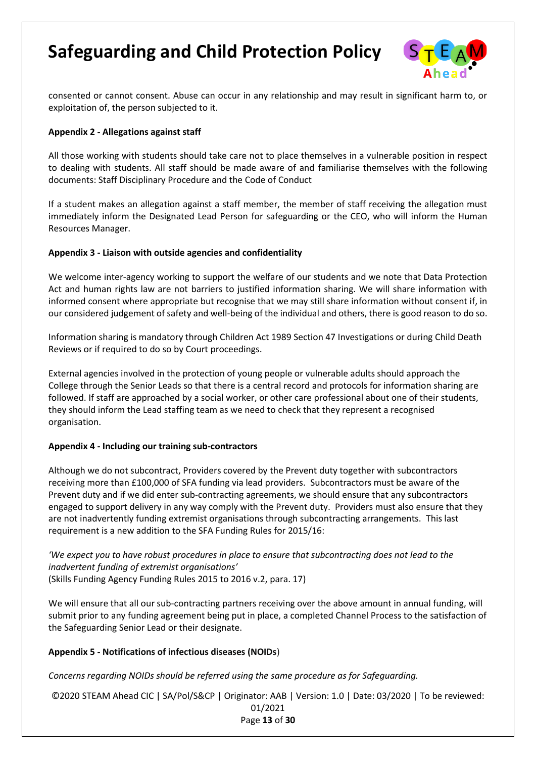consented or cannot consent. Abuse can occur in any relationship and may result in significant harm to, or exploitation of, the person subjected to it.

**Appendix 2 - Allegations against staff**

All those working with students should take care not to place themselves in a vulnerable position in respect to dealing with students. All staff should be made aware of and familiarise themselves with the following documents: Staff Disciplinary Procedure and the Code of Conduct

If a student makes an allegation against a staff member, the member of staff receiving the allegation must immediately inform the Designated Lead Person for safeguarding or the CEO, who will inform the Human Resources Manager.

**Appendix 3 - Liaison with outside agencies and confidentiality**

We welcome inter-agency working to support the welfare of our students and we note that Data Protection Act and human rights law are not barriers to justified information sharing. We will share information with informed consent where appropriate but recognise that we may still share information without consent if, in our considered judgement of safety and well-being of the individual and others, there is good reason to do so.

Information sharing is mandatory through Children Act 1989 Section 47 Investigations or during Child Death Reviews or if required to do so by Court proceedings.

External agencies involved in the protection of young people or vulnerable adults should approach the College through the Senior Leads so that there is a central record and protocols for information sharing are followed. If staff are approached by a social worker, or other care professional about one of their students, they should inform the Lead staffing team as we need to check that they represent a recognised organisation.

**Appendix 4 - Including our training sub-contractors**

Although we do not subcontract, Providers covered by the Prevent duty together with subcontractors receiving more than £100,000 of SFA funding via lead providers. Subcontractors must be aware of the Prevent duty and if we did enter sub-contracting agreements, we should ensure that any subcontractors engaged to support delivery in any way comply with the Prevent duty. Providers must also ensure that they are not inadvertently funding extremist organisations through subcontracting arrangements. This last requirement is a new addition to the SFA Funding Rules for 2015/16:

*'We expect you to have robust procedures in place to ensure that subcontracting does not lead to the inadvertent funding of extremist organisations'*
(Skills Funding Agency Funding Rules 2015 to 2016 v.2, para. 17)

We will ensure that all our sub-contracting partners receiving over the above amount in annual funding, will submit prior to any funding agreement being put in place, a completed Channel Process to the satisfaction of the Safeguarding Senior Lead or their designate.

**Appendix 5 - Notifications of infectious diseases (NOIDs**)

*Concerns regarding NOIDs should be referred using the same procedure as for Safeguarding.*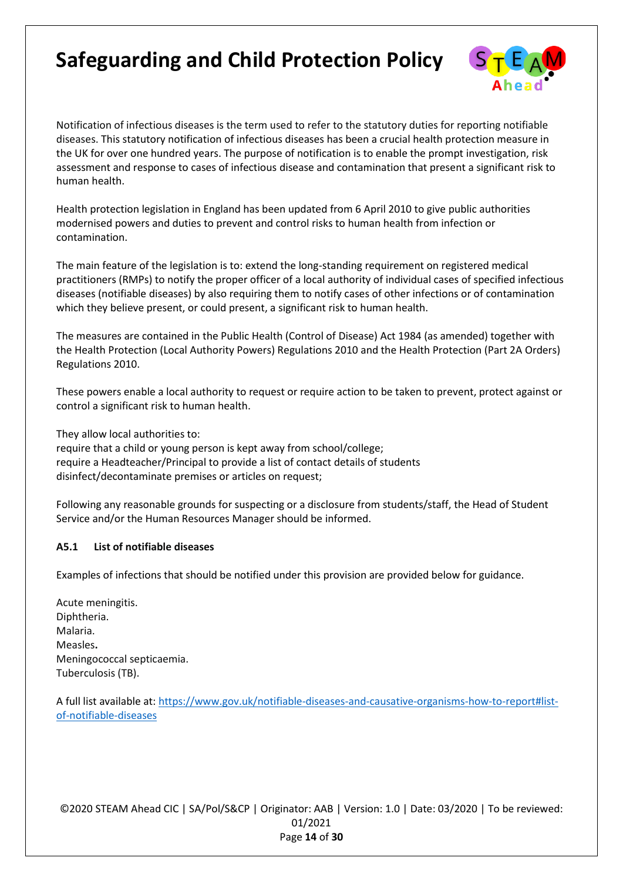Notification of infectious diseases is the term used to refer to the statutory duties for reporting notifiable diseases. This statutory notification of infectious diseases has been a crucial health protection measure in the UK for over one hundred years. The purpose of notification is to enable the prompt investigation, risk assessment and response to cases of infectious disease and contamination that present a significant risk to human health.

Health protection legislation in England has been updated from 6 April 2010 to give public authorities modernised powers and duties to prevent and control risks to human health from infection or contamination.

The main feature of the legislation is to: extend the long-standing requirement on registered medical practitioners (RMPs) to notify the proper officer of a local authority of individual cases of specified infectious diseases (notifiable diseases) by also requiring them to notify cases of other infections or of contamination which they believe present, or could present, a significant risk to human health.

The measures are contained in the Public Health (Control of Disease) Act 1984 (as amended) together with the Health Protection (Local Authority Powers) Regulations 2010 and the Health Protection (Part 2A Orders) Regulations 2010.

These powers enable a local authority to request or require action to be taken to prevent, protect against or control a significant risk to human health.

They allow local authorities to:
require that a child or young person is kept away from school/college;
require a Headteacher/Principal to provide a list of contact details of students
disinfect/decontaminate premises or articles on request;

Following any reasonable grounds for suspecting or a disclosure from students/staff, the Head of Student Service and/or the Human Resources Manager should be informed.

### A5.1 List of notifiable diseases

Examples of infections that should be notified under this provision are provided below for guidance.

Acute meningitis.
Diphtheria.
Malaria.
Measles**.**
Meningococcal septicaemia.
Tuberculosis (TB).

A full list available at: [https://www.gov.uk/notifiable-diseases-and-causative-organisms-how-to-report#list-of-notifiable-diseases](https://www.gov.uk/notifiable-diseases-and-causative-organisms-how-to-report#list-of-notifiable-diseases)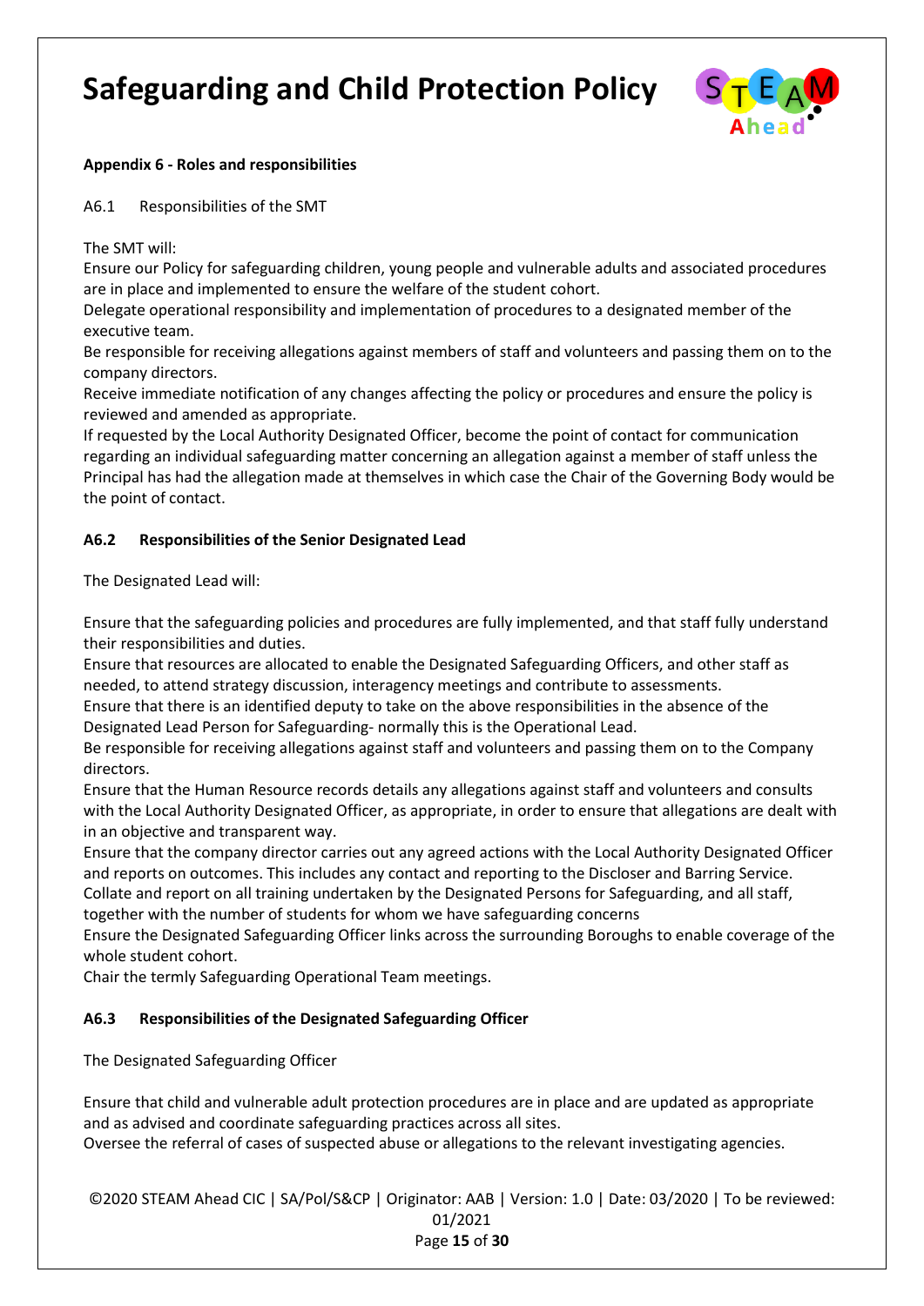**Appendix 6 - Roles and responsibilities**

A6.1 Responsibilities of the SMT

The SMT will:

Ensure our Policy for safeguarding children, young people and vulnerable adults and associated procedures are in place and implemented to ensure the welfare of the student cohort.

Delegate operational responsibility and implementation of procedures to a designated member of the executive team.

Be responsible for receiving allegations against members of staff and volunteers and passing them on to the company directors.

Receive immediate notification of any changes affecting the policy or procedures and ensure the policy is reviewed and amended as appropriate.

If requested by the Local Authority Designated Officer, become the point of contact for communication regarding an individual safeguarding matter concerning an allegation against a member of staff unless the Principal has had the allegation made at themselves in which case the Chair of the Governing Body would be the point of contact.

**A6.2 Responsibilities of the Senior Designated Lead**

The Designated Lead will:

Ensure that the safeguarding policies and procedures are fully implemented, and that staff fully understand their responsibilities and duties.

Ensure that resources are allocated to enable the Designated Safeguarding Officers, and other staff as needed, to attend strategy discussion, interagency meetings and contribute to assessments.

Ensure that there is an identified deputy to take on the above responsibilities in the absence of the Designated Lead Person for Safeguarding- normally this is the Operational Lead.

Be responsible for receiving allegations against staff and volunteers and passing them on to the Company directors.

Ensure that the Human Resource records details any allegations against staff and volunteers and consults with the Local Authority Designated Officer, as appropriate, in order to ensure that allegations are dealt with in an objective and transparent way.

Ensure that the company director carries out any agreed actions with the Local Authority Designated Officer and reports on outcomes. This includes any contact and reporting to the Discloser and Barring Service.

Collate and report on all training undertaken by the Designated Persons for Safeguarding, and all staff, together with the number of students for whom we have safeguarding concerns

Ensure the Designated Safeguarding Officer links across the surrounding Boroughs to enable coverage of the whole student cohort.

Chair the termly Safeguarding Operational Team meetings.

**A6.3 Responsibilities of the Designated Safeguarding Officer**

The Designated Safeguarding Officer

Ensure that child and vulnerable adult protection procedures are in place and are updated as appropriate and as advised and coordinate safeguarding practices across all sites.

Oversee the referral of cases of suspected abuse or allegations to the relevant investigating agencies.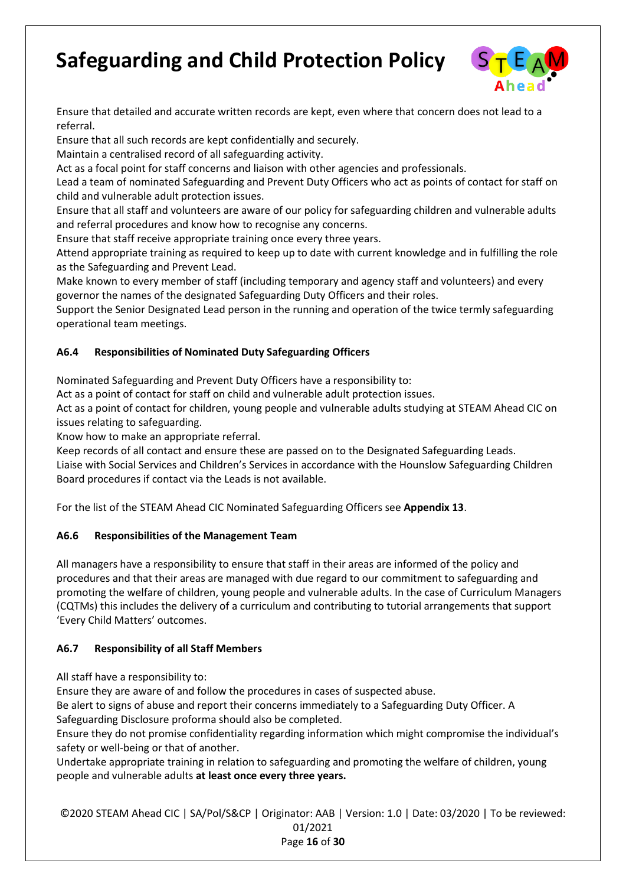Ensure that detailed and accurate written records are kept, even where that concern does not lead to a referral.

Ensure that all such records are kept confidentially and securely.

Maintain a centralised record of all safeguarding activity.

Act as a focal point for staff concerns and liaison with other agencies and professionals.

Lead a team of nominated Safeguarding and Prevent Duty Officers who act as points of contact for staff on child and vulnerable adult protection issues.

Ensure that all staff and volunteers are aware of our policy for safeguarding children and vulnerable adults and referral procedures and know how to recognise any concerns.

Ensure that staff receive appropriate training once every three years.

Attend appropriate training as required to keep up to date with current knowledge and in fulfilling the role as the Safeguarding and Prevent Lead.

Make known to every member of staff (including temporary and agency staff and volunteers) and every governor the names of the designated Safeguarding Duty Officers and their roles.

Support the Senior Designated Lead person in the running and operation of the twice termly safeguarding operational team meetings.

### A6.4 Responsibilities of Nominated Duty Safeguarding Officers

Nominated Safeguarding and Prevent Duty Officers have a responsibility to:

Act as a point of contact for staff on child and vulnerable adult protection issues.

Act as a point of contact for children, young people and vulnerable adults studying at STEAM Ahead CIC on issues relating to safeguarding.

Know how to make an appropriate referral.

Keep records of all contact and ensure these are passed on to the Designated Safeguarding Leads.

Liaise with Social Services and Children's Services in accordance with the Hounslow Safeguarding Children Board procedures if contact via the Leads is not available.

For the list of the STEAM Ahead CIC Nominated Safeguarding Officers see **Appendix 13**.

### A6.6 Responsibilities of the Management Team

All managers have a responsibility to ensure that staff in their areas are informed of the policy and procedures and that their areas are managed with due regard to our commitment to safeguarding and promoting the welfare of children, young people and vulnerable adults. In the case of Curriculum Managers (CQTMs) this includes the delivery of a curriculum and contributing to tutorial arrangements that support 'Every Child Matters' outcomes.

### A6.7 Responsibility of all Staff Members

All staff have a responsibility to:

Ensure they are aware of and follow the procedures in cases of suspected abuse.

Be alert to signs of abuse and report their concerns immediately to a Safeguarding Duty Officer. A Safeguarding Disclosure proforma should also be completed.

Ensure they do not promise confidentiality regarding information which might compromise the individual's safety or well-being or that of another.

Undertake appropriate training in relation to safeguarding and promoting the welfare of children, young people and vulnerable adults **at least once every three years.**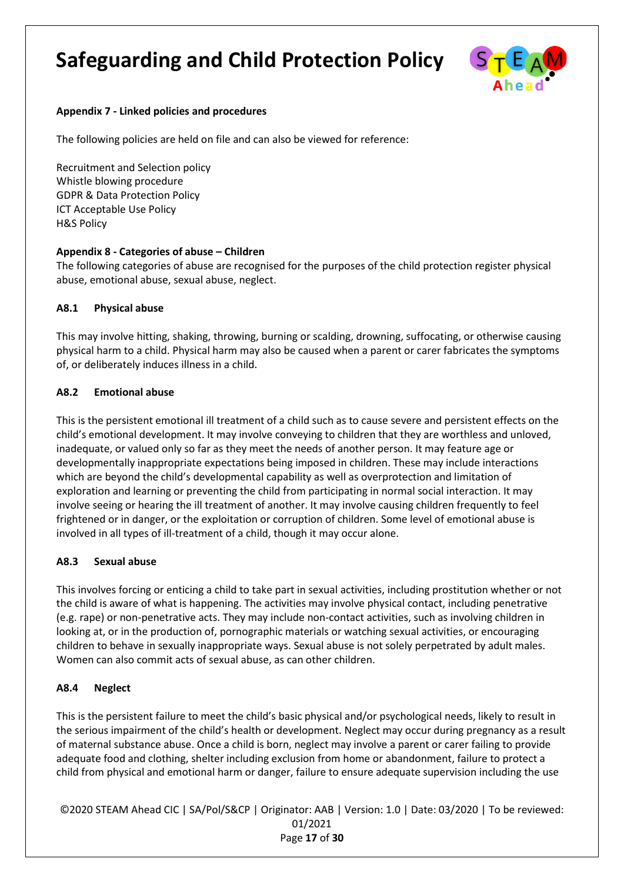**Appendix 7 - Linked policies and procedures**

The following policies are held on file and can also be viewed for reference:

Recruitment and Selection policy
Whistle blowing procedure
GDPR & Data Protection Policy
ICT Acceptable Use Policy
H&S Policy

**Appendix 8 - Categories of abuse – Children**

The following categories of abuse are recognised for the purposes of the child protection register physical abuse, emotional abuse, sexual abuse, neglect.

**A8.1 Physical abuse**

This may involve hitting, shaking, throwing, burning or scalding, drowning, suffocating, or otherwise causing physical harm to a child. Physical harm may also be caused when a parent or carer fabricates the symptoms of, or deliberately induces illness in a child.

**A8.2 Emotional abuse**

This is the persistent emotional ill treatment of a child such as to cause severe and persistent effects on the child's emotional development. It may involve conveying to children that they are worthless and unloved, inadequate, or valued only so far as they meet the needs of another person. It may feature age or developmentally inappropriate expectations being imposed in children. These may include interactions which are beyond the child's developmental capability as well as overprotection and limitation of exploration and learning or preventing the child from participating in normal social interaction. It may involve seeing or hearing the ill treatment of another. It may involve causing children frequently to feel frightened or in danger, or the exploitation or corruption of children. Some level of emotional abuse is involved in all types of ill-treatment of a child, though it may occur alone.

**A8.3 Sexual abuse**

This involves forcing or enticing a child to take part in sexual activities, including prostitution whether or not the child is aware of what is happening. The activities may involve physical contact, including penetrative (e.g. rape) or non-penetrative acts. They may include non-contact activities, such as involving children in looking at, or in the production of, pornographic materials or watching sexual activities, or encouraging children to behave in sexually inappropriate ways. Sexual abuse is not solely perpetrated by adult males. Women can also commit acts of sexual abuse, as can other children.

**A8.4 Neglect**

This is the persistent failure to meet the child's basic physical and/or psychological needs, likely to result in the serious impairment of the child's health or development. Neglect may occur during pregnancy as a result of maternal substance abuse. Once a child is born, neglect may involve a parent or carer failing to provide adequate food and clothing, shelter including exclusion from home or abandonment, failure to protect a child from physical and emotional harm or danger, failure to ensure adequate supervision including the use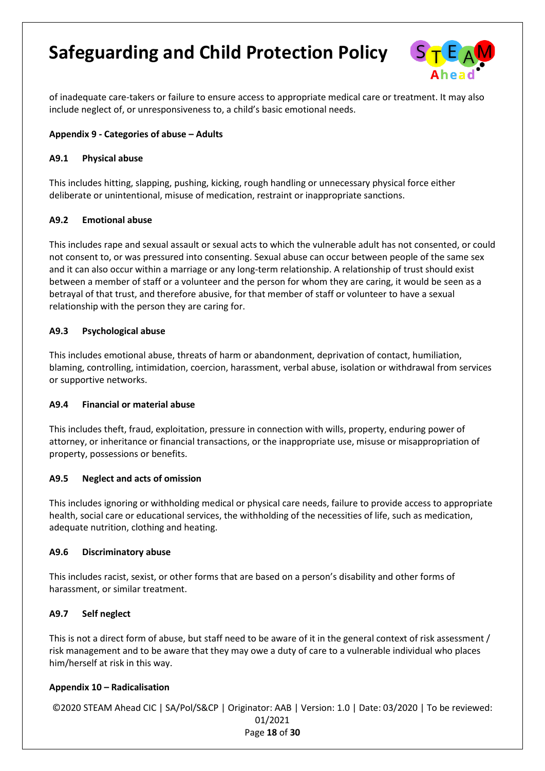of inadequate care-takers or failure to ensure access to appropriate medical care or treatment. It may also include neglect of, or unresponsiveness to, a child's basic emotional needs.

**Appendix 9 - Categories of abuse – Adults**

**A9.1 Physical abuse**

This includes hitting, slapping, pushing, kicking, rough handling or unnecessary physical force either deliberate or unintentional, misuse of medication, restraint or inappropriate sanctions.

**A9.2 Emotional abuse**

This includes rape and sexual assault or sexual acts to which the vulnerable adult has not consented, or could not consent to, or was pressured into consenting. Sexual abuse can occur between people of the same sex and it can also occur within a marriage or any long-term relationship. A relationship of trust should exist between a member of staff or a volunteer and the person for whom they are caring, it would be seen as a betrayal of that trust, and therefore abusive, for that member of staff or volunteer to have a sexual relationship with the person they are caring for.

**A9.3 Psychological abuse**

This includes emotional abuse, threats of harm or abandonment, deprivation of contact, humiliation, blaming, controlling, intimidation, coercion, harassment, verbal abuse, isolation or withdrawal from services or supportive networks.

**A9.4 Financial or material abuse**

This includes theft, fraud, exploitation, pressure in connection with wills, property, enduring power of attorney, or inheritance or financial transactions, or the inappropriate use, misuse or misappropriation of property, possessions or benefits.

**A9.5 Neglect and acts of omission**

This includes ignoring or withholding medical or physical care needs, failure to provide access to appropriate health, social care or educational services, the withholding of the necessities of life, such as medication, adequate nutrition, clothing and heating.

**A9.6 Discriminatory abuse**

This includes racist, sexist, or other forms that are based on a person's disability and other forms of harassment, or similar treatment.

**A9.7 Self neglect**

This is not a direct form of abuse, but staff need to be aware of it in the general context of risk assessment / risk management and to be aware that they may owe a duty of care to a vulnerable individual who places him/herself at risk in this way.

**Appendix 10 – Radicalisation**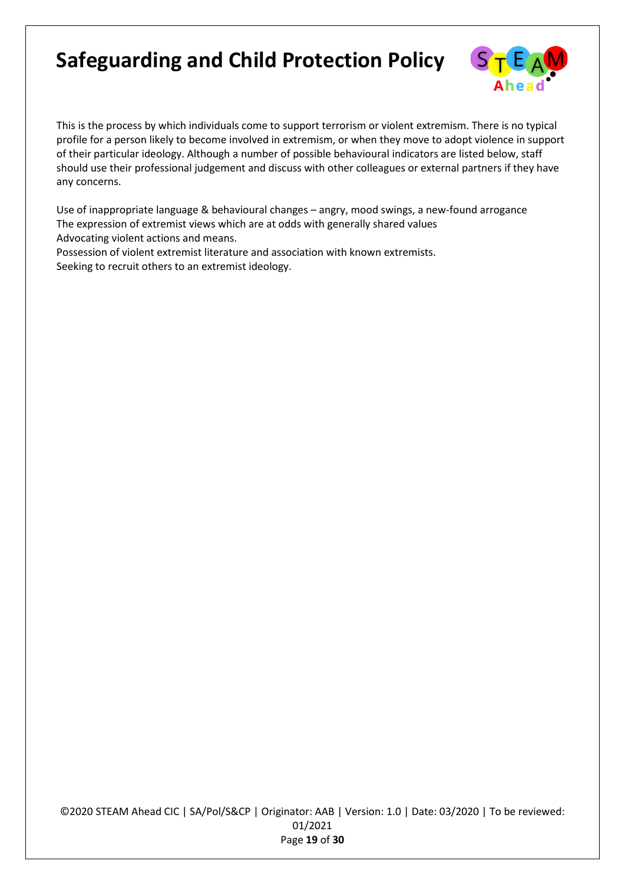This is the process by which individuals come to support terrorism or violent extremism. There is no typical profile for a person likely to become involved in extremism, or when they move to adopt violence in support of their particular ideology. Although a number of possible behavioural indicators are listed below, staff should use their professional judgement and discuss with other colleagues or external partners if they have any concerns.

Use of inappropriate language & behavioural changes – angry, mood swings, a new-found arrogance
The expression of extremist views which are at odds with generally shared values
Advocating violent actions and means.
Possession of violent extremist literature and association with known extremists.
Seeking to recruit others to an extremist ideology.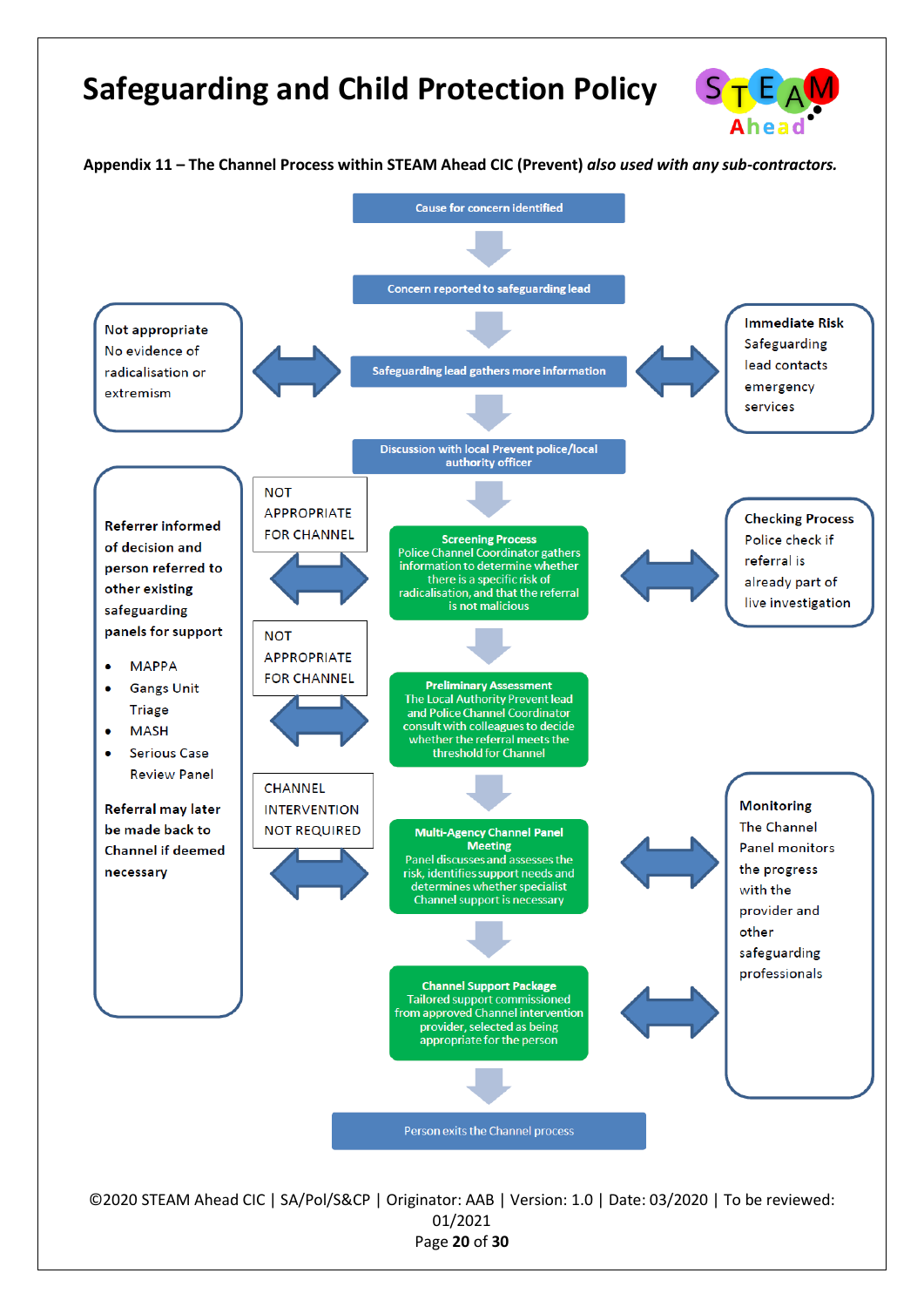# Safeguarding and Child Protection Policy

**Appendix 11 – The Channel Process within STEAM Ahead CIC (Prevent)** ***also used with any sub-contractors.***

**Cause for concern identified**

↓

**Concern reported to safeguarding lead**

↓

**Safeguarding lead gathers more information**

- ⟷ **Not appropriate** – No evidence of radicalisation or extremism
- ⟷ **Immediate Risk** – Safeguarding lead contacts emergency services

↓

**Discussion with local Prevent police/local authority officer**

↓

**Screening Process**
Police Channel Coordinator gathers information to determine whether there is a specific risk of radicalisation, and that the referral is not malicious

- ⟷ NOT APPROPRIATE FOR CHANNEL
- ⟷ **Checking Process** – Police check if referral is already part of live investigation

↓

**Preliminary Assessment**
The Local Authority Prevent lead and Police Channel Coordinator consult with colleagues to decide whether the referral meets the threshold for Channel

- ⟷ NOT APPROPRIATE FOR CHANNEL

↓

**Multi-Agency Channel Panel Meeting**
Panel discusses and assesses the risk, identifies support needs and determines whether specialist Channel support is necessary

- ⟷ CHANNEL INTERVENTION NOT REQUIRED
- ⟷ **Monitoring** – The Channel Panel monitors the progress with the provider and other safeguarding professionals

↓

**Channel Support Package**
Tailored support commissioned from approved Channel intervention provider, selected as being appropriate for the person

- ⟷ **Monitoring** – The Channel Panel monitors the progress with the provider and other safeguarding professionals

↓

**Person exits the Channel process**

---

Where not appropriate for Channel / Channel intervention not required:

**Referrer informed of decision and person referred to other existing safeguarding panels for support**

- MAPPA
- Gangs Unit Triage
- MASH
- Serious Case Review Panel

**Referral may later be made back to Channel if deemed necessary**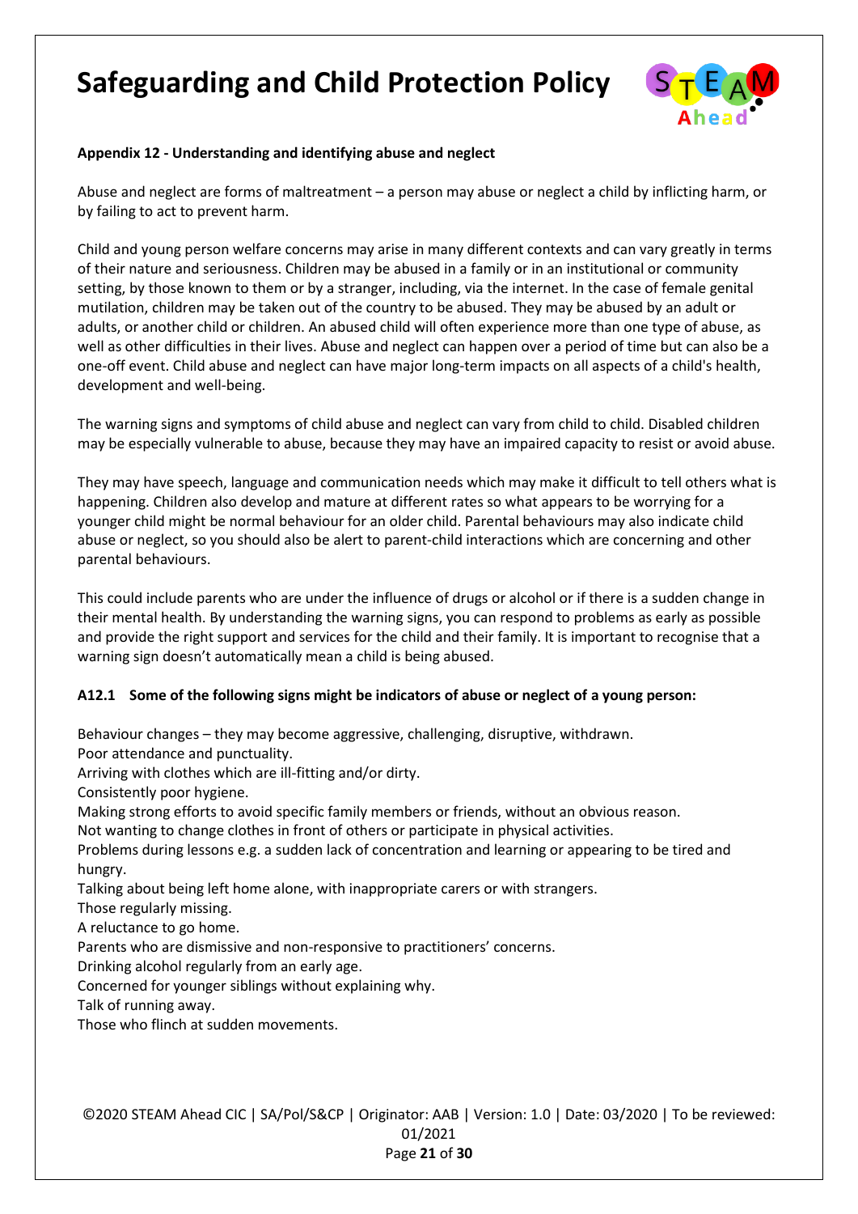**Appendix 12 - Understanding and identifying abuse and neglect**

Abuse and neglect are forms of maltreatment – a person may abuse or neglect a child by inflicting harm, or by failing to act to prevent harm.

Child and young person welfare concerns may arise in many different contexts and can vary greatly in terms of their nature and seriousness. Children may be abused in a family or in an institutional or community setting, by those known to them or by a stranger, including, via the internet. In the case of female genital mutilation, children may be taken out of the country to be abused. They may be abused by an adult or adults, or another child or children. An abused child will often experience more than one type of abuse, as well as other difficulties in their lives. Abuse and neglect can happen over a period of time but can also be a one-off event. Child abuse and neglect can have major long-term impacts on all aspects of a child's health, development and well-being.

The warning signs and symptoms of child abuse and neglect can vary from child to child. Disabled children may be especially vulnerable to abuse, because they may have an impaired capacity to resist or avoid abuse.

They may have speech, language and communication needs which may make it difficult to tell others what is happening. Children also develop and mature at different rates so what appears to be worrying for a younger child might be normal behaviour for an older child. Parental behaviours may also indicate child abuse or neglect, so you should also be alert to parent-child interactions which are concerning and other parental behaviours.

This could include parents who are under the influence of drugs or alcohol or if there is a sudden change in their mental health. By understanding the warning signs, you can respond to problems as early as possible and provide the right support and services for the child and their family. It is important to recognise that a warning sign doesn't automatically mean a child is being abused.

**A12.1 Some of the following signs might be indicators of abuse or neglect of a young person:**

Behaviour changes – they may become aggressive, challenging, disruptive, withdrawn.
Poor attendance and punctuality.
Arriving with clothes which are ill-fitting and/or dirty.
Consistently poor hygiene.
Making strong efforts to avoid specific family members or friends, without an obvious reason.
Not wanting to change clothes in front of others or participate in physical activities.
Problems during lessons e.g. a sudden lack of concentration and learning or appearing to be tired and hungry.
Talking about being left home alone, with inappropriate carers or with strangers.
Those regularly missing.
A reluctance to go home.
Parents who are dismissive and non-responsive to practitioners' concerns.
Drinking alcohol regularly from an early age.
Concerned for younger siblings without explaining why.
Talk of running away.
Those who flinch at sudden movements.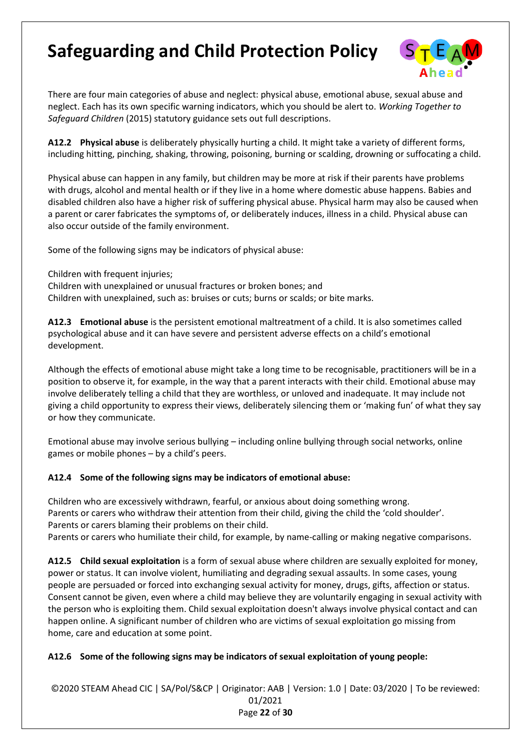There are four main categories of abuse and neglect: physical abuse, emotional abuse, sexual abuse and neglect. Each has its own specific warning indicators, which you should be alert to. *Working Together to Safeguard Children* (2015) statutory guidance sets out full descriptions.

**A12.2 Physical abuse** is deliberately physically hurting a child. It might take a variety of different forms, including hitting, pinching, shaking, throwing, poisoning, burning or scalding, drowning or suffocating a child.

Physical abuse can happen in any family, but children may be more at risk if their parents have problems with drugs, alcohol and mental health or if they live in a home where domestic abuse happens. Babies and disabled children also have a higher risk of suffering physical abuse. Physical harm may also be caused when a parent or carer fabricates the symptoms of, or deliberately induces, illness in a child. Physical abuse can also occur outside of the family environment.

Some of the following signs may be indicators of physical abuse:

Children with frequent injuries;
Children with unexplained or unusual fractures or broken bones; and
Children with unexplained, such as: bruises or cuts; burns or scalds; or bite marks.

**A12.3 Emotional abuse** is the persistent emotional maltreatment of a child. It is also sometimes called psychological abuse and it can have severe and persistent adverse effects on a child's emotional development.

Although the effects of emotional abuse might take a long time to be recognisable, practitioners will be in a position to observe it, for example, in the way that a parent interacts with their child. Emotional abuse may involve deliberately telling a child that they are worthless, or unloved and inadequate. It may include not giving a child opportunity to express their views, deliberately silencing them or 'making fun' of what they say or how they communicate.

Emotional abuse may involve serious bullying – including online bullying through social networks, online games or mobile phones – by a child's peers.

**A12.4 Some of the following signs may be indicators of emotional abuse:**

Children who are excessively withdrawn, fearful, or anxious about doing something wrong.
Parents or carers who withdraw their attention from their child, giving the child the 'cold shoulder'.
Parents or carers blaming their problems on their child.
Parents or carers who humiliate their child, for example, by name-calling or making negative comparisons.

**A12.5 Child sexual exploitation** is a form of sexual abuse where children are sexually exploited for money, power or status. It can involve violent, humiliating and degrading sexual assaults. In some cases, young people are persuaded or forced into exchanging sexual activity for money, drugs, gifts, affection or status. Consent cannot be given, even where a child may believe they are voluntarily engaging in sexual activity with the person who is exploiting them. Child sexual exploitation doesn't always involve physical contact and can happen online. A significant number of children who are victims of sexual exploitation go missing from home, care and education at some point.

**A12.6 Some of the following signs may be indicators of sexual exploitation of young people:**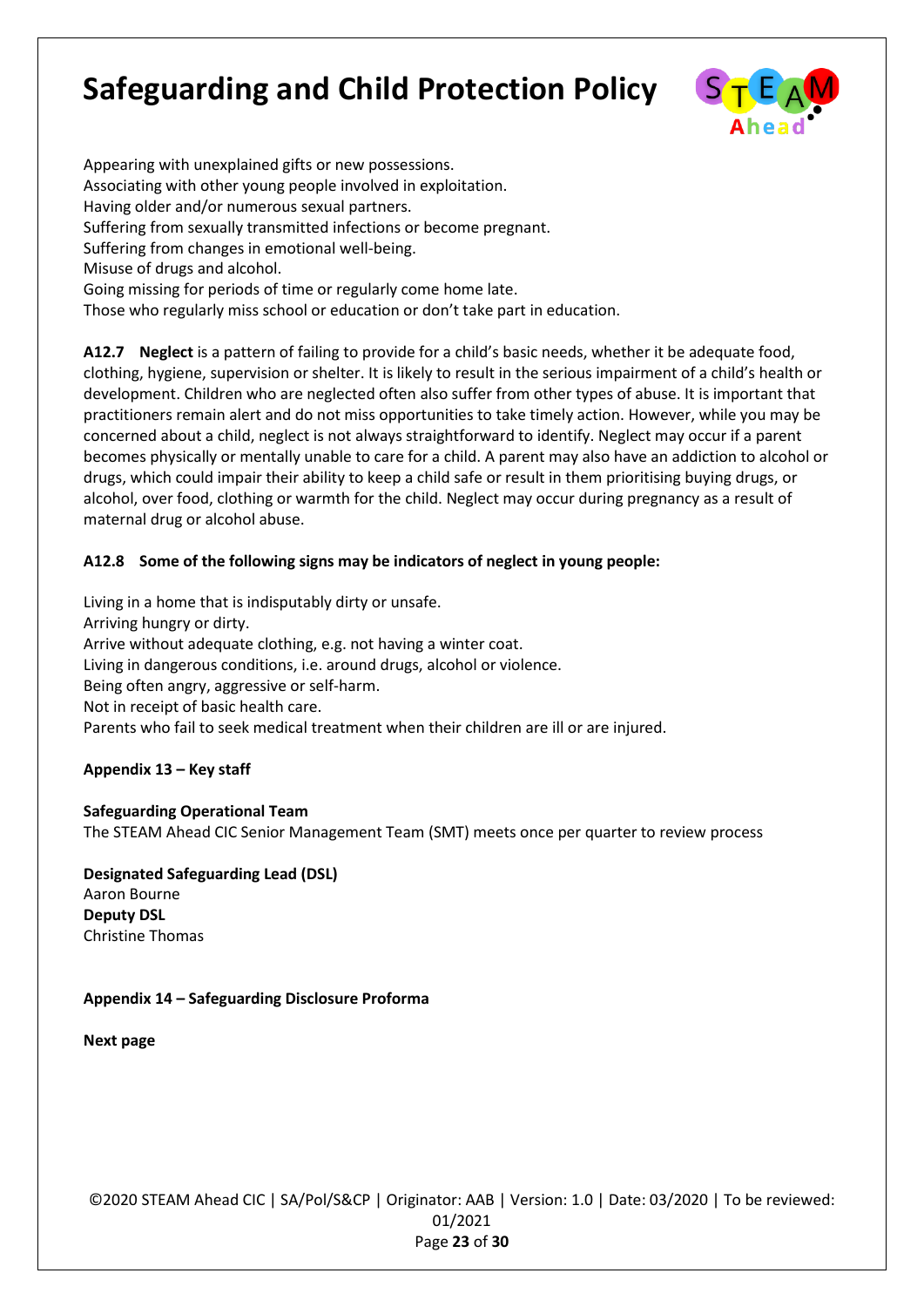Appearing with unexplained gifts or new possessions.
Associating with other young people involved in exploitation.
Having older and/or numerous sexual partners.
Suffering from sexually transmitted infections or become pregnant.
Suffering from changes in emotional well-being.
Misuse of drugs and alcohol.
Going missing for periods of time or regularly come home late.
Those who regularly miss school or education or don't take part in education.

**A12.7 Neglect** is a pattern of failing to provide for a child's basic needs, whether it be adequate food, clothing, hygiene, supervision or shelter. It is likely to result in the serious impairment of a child's health or development. Children who are neglected often also suffer from other types of abuse. It is important that practitioners remain alert and do not miss opportunities to take timely action. However, while you may be concerned about a child, neglect is not always straightforward to identify. Neglect may occur if a parent becomes physically or mentally unable to care for a child. A parent may also have an addiction to alcohol or drugs, which could impair their ability to keep a child safe or result in them prioritising buying drugs, or alcohol, over food, clothing or warmth for the child. Neglect may occur during pregnancy as a result of maternal drug or alcohol abuse.

**A12.8 Some of the following signs may be indicators of neglect in young people:**

Living in a home that is indisputably dirty or unsafe.
Arriving hungry or dirty.
Arrive without adequate clothing, e.g. not having a winter coat.
Living in dangerous conditions, i.e. around drugs, alcohol or violence.
Being often angry, aggressive or self-harm.
Not in receipt of basic health care.
Parents who fail to seek medical treatment when their children are ill or are injured.

**Appendix 13 – Key staff**

**Safeguarding Operational Team**
The STEAM Ahead CIC Senior Management Team (SMT) meets once per quarter to review process

**Designated Safeguarding Lead (DSL)**
Aaron Bourne
**Deputy DSL**
Christine Thomas

**Appendix 14 – Safeguarding Disclosure Proforma**

**Next page**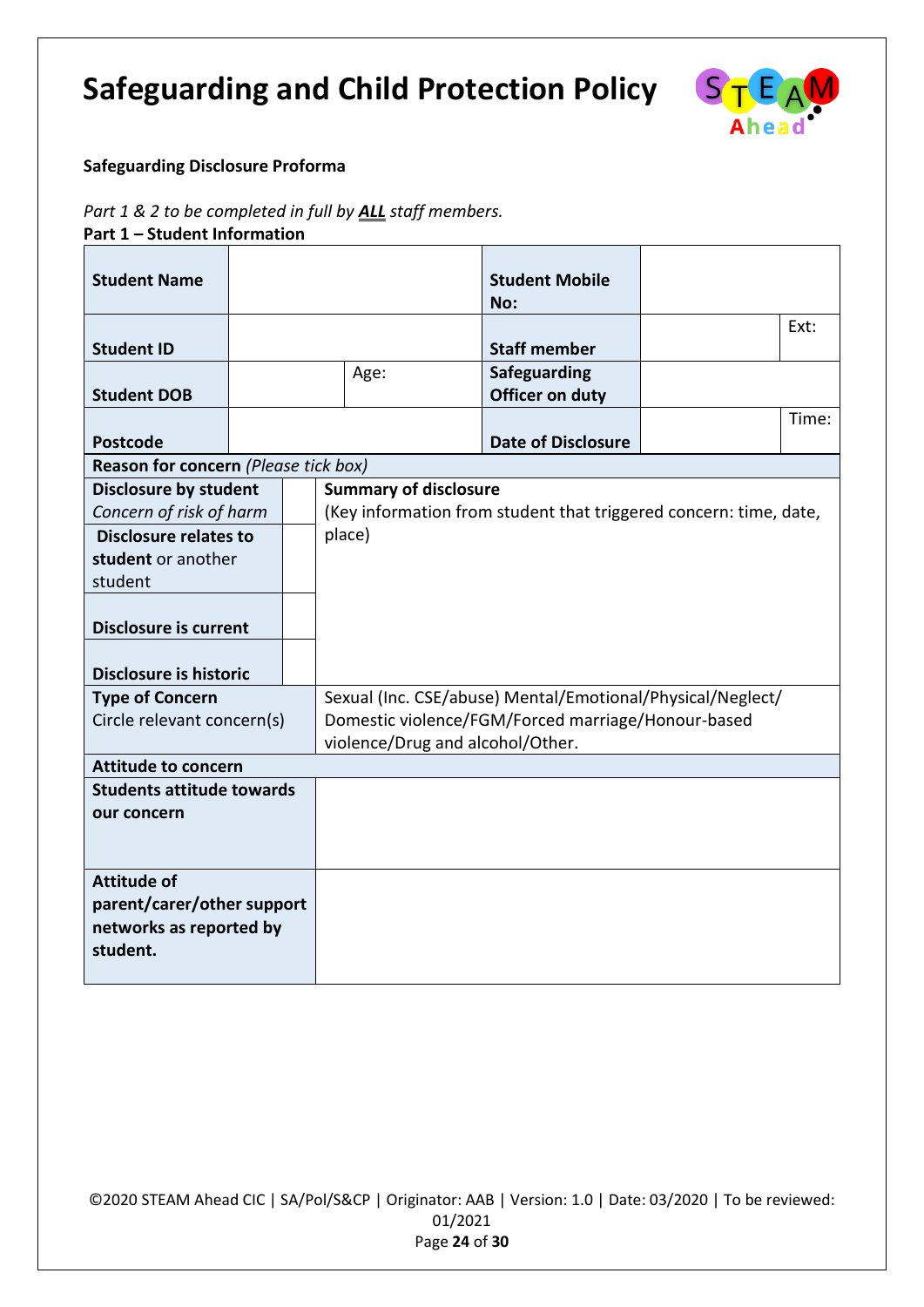# Safeguarding and Child Protection Policy

**Safeguarding Disclosure Proforma**

*Part 1 & 2 to be completed in full by **ALL** staff members.*

**Part 1 – Student Information**

| | | | | |
|---|---|---|---|---|
| **Student Name** | | **Student Mobile No:** | | |
| **Student ID** | | **Staff member** | | Ext: |
| **Student DOB** | Age: | **Safeguarding Officer on duty** | | |
| **Postcode** | | **Date of Disclosure** | | Time: |

| | | |
|---|---|---|
| **Reason for concern** *(Please tick box)* | | |
| **Disclosure by student** *Concern of risk of harm* | | **Summary of disclosure** (Key information from student that triggered concern: time, date, place) |
| **Disclosure relates to student** or another student | | |
| **Disclosure is current** | | |
| **Disclosure is historic** | | |
| **Type of Concern** Circle relevant concern(s) | | Sexual (Inc. CSE/abuse) Mental/Emotional/Physical/Neglect/ Domestic violence/FGM/Forced marriage/Honour-based violence/Drug and alcohol/Other. |
| **Attitude to concern** | | |
| **Students attitude towards our concern** | | |
| **Attitude of parent/carer/other support networks as reported by student.** | | |

©2020 STEAM Ahead CIC | SA/Pol/S&CP | Originator: AAB | Version: 1.0 | Date: 03/2020 | To be reviewed: 01/2021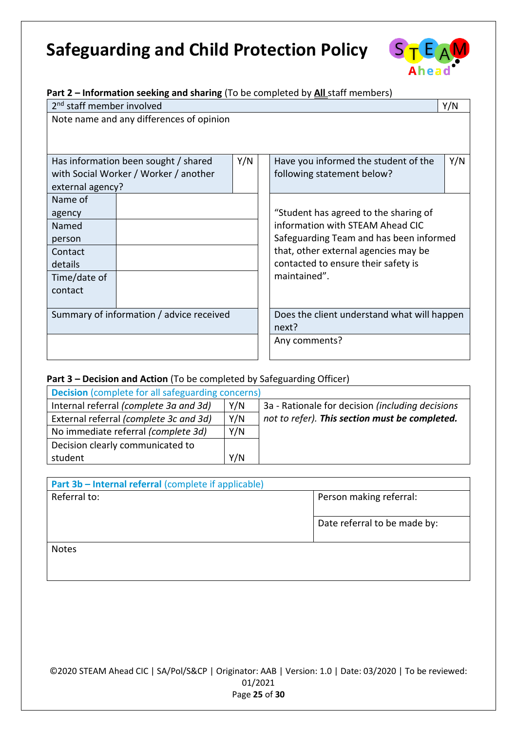# Safeguarding and Child Protection Policy

**Part 2 – Information seeking and sharing** (To be completed by **All** staff members)

| 2nd staff member involved | Y/N |
|---|---|
| Note name and any differences of opinion | |

| Has information been sought / shared with Social Worker / Worker / another external agency? | Y/N |
|---|---|
| Name of agency | |
| Named person | |
| Contact details | |
| Time/date of contact | |
| Summary of information / advice received | |
| | |

| Have you informed the student of the following statement below? | Y/N |
|---|---|
| "Student has agreed to the sharing of information with STEAM Ahead CIC Safeguarding Team and has been informed that, other external agencies may be contacted to ensure their safety is maintained". | |
| Does the client understand what will happen next? | |
| Any comments? | |

**Part 3 – Decision and Action** (To be completed by Safeguarding Officer)

| **Decision** (complete for all safeguarding concerns) | | |
|---|---|---|
| Internal referral *(complete 3a and 3d)* | Y/N | 3a - Rationale for decision *(including decisions not to refer).* ***This section must be completed.*** |
| External referral *(complete 3c and 3d)* | Y/N | |
| No immediate referral *(complete 3d)* | Y/N | |
| Decision clearly communicated to student | Y/N | |

| **Part 3b – Internal referral** (complete if applicable) | |
|---|---|
| Referral to: | Person making referral: |
| | Date referral to be made by: |
| Notes | |

©2020 STEAM Ahead CIC | SA/Pol/S&CP | Originator: AAB | Version: 1.0 | Date: 03/2020 | To be reviewed: 01/2021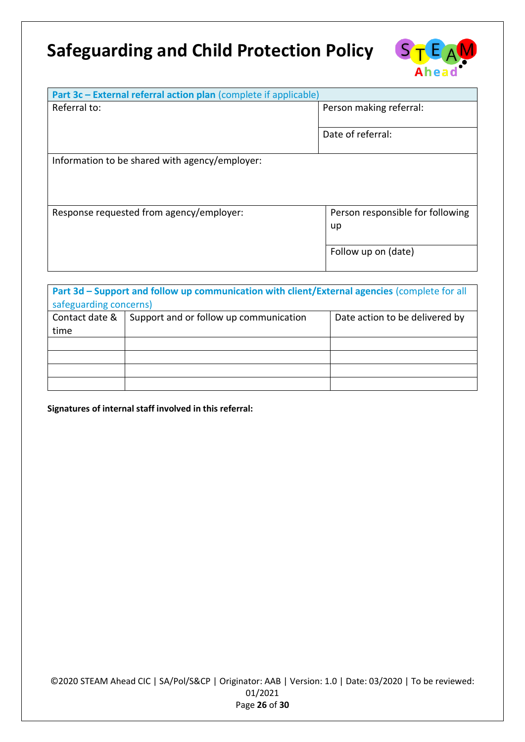**Part 3c – External referral action plan** (complete if applicable)

| Referral to: | Person making referral: |
|---|---|
| | Date of referral: |
| Information to be shared with agency/employer: | |
| Response requested from agency/employer: | Person responsible for following up |
| | Follow up on (date) |

**Part 3d – Support and follow up communication with client/External agencies** (complete for all safeguarding concerns)

| Contact date & time | Support and or follow up communication | Date action to be delivered by |
|---|---|---|
| | | |
| | | |
| | | |
| | | |

**Signatures of internal staff involved in this referral:**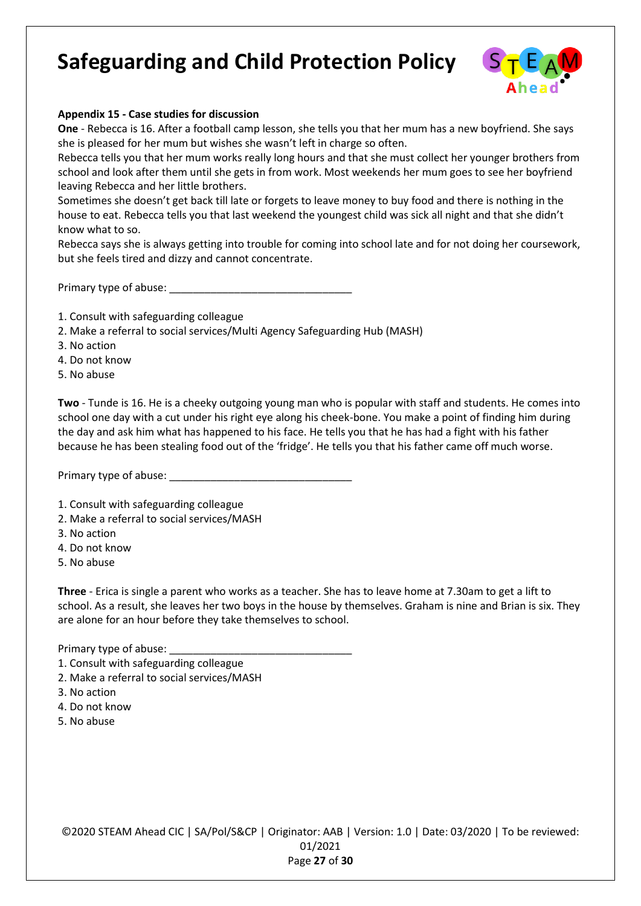**Appendix 15 - Case studies for discussion**

**One** - Rebecca is 16. After a football camp lesson, she tells you that her mum has a new boyfriend. She says she is pleased for her mum but wishes she wasn't left in charge so often.

Rebecca tells you that her mum works really long hours and that she must collect her younger brothers from school and look after them until she gets in from work. Most weekends her mum goes to see her boyfriend leaving Rebecca and her little brothers.

Sometimes she doesn't get back till late or forgets to leave money to buy food and there is nothing in the house to eat. Rebecca tells you that last weekend the youngest child was sick all night and that she didn't know what to so.

Rebecca says she is always getting into trouble for coming into school late and for not doing her coursework, but she feels tired and dizzy and cannot concentrate.

Primary type of abuse: _______________________________

1. Consult with safeguarding colleague
2. Make a referral to social services/Multi Agency Safeguarding Hub (MASH)
3. No action
4. Do not know
5. No abuse

**Two** - Tunde is 16. He is a cheeky outgoing young man who is popular with staff and students. He comes into school one day with a cut under his right eye along his cheek-bone. You make a point of finding him during the day and ask him what has happened to his face. He tells you that he has had a fight with his father because he has been stealing food out of the 'fridge'. He tells you that his father came off much worse.

Primary type of abuse: _______________________________

1. Consult with safeguarding colleague
2. Make a referral to social services/MASH
3. No action
4. Do not know
5. No abuse

**Three** - Erica is single a parent who works as a teacher. She has to leave home at 7.30am to get a lift to school. As a result, she leaves her two boys in the house by themselves. Graham is nine and Brian is six. They are alone for an hour before they take themselves to school.

Primary type of abuse: _______________________________

1. Consult with safeguarding colleague
2. Make a referral to social services/MASH
3. No action
4. Do not know
5. No abuse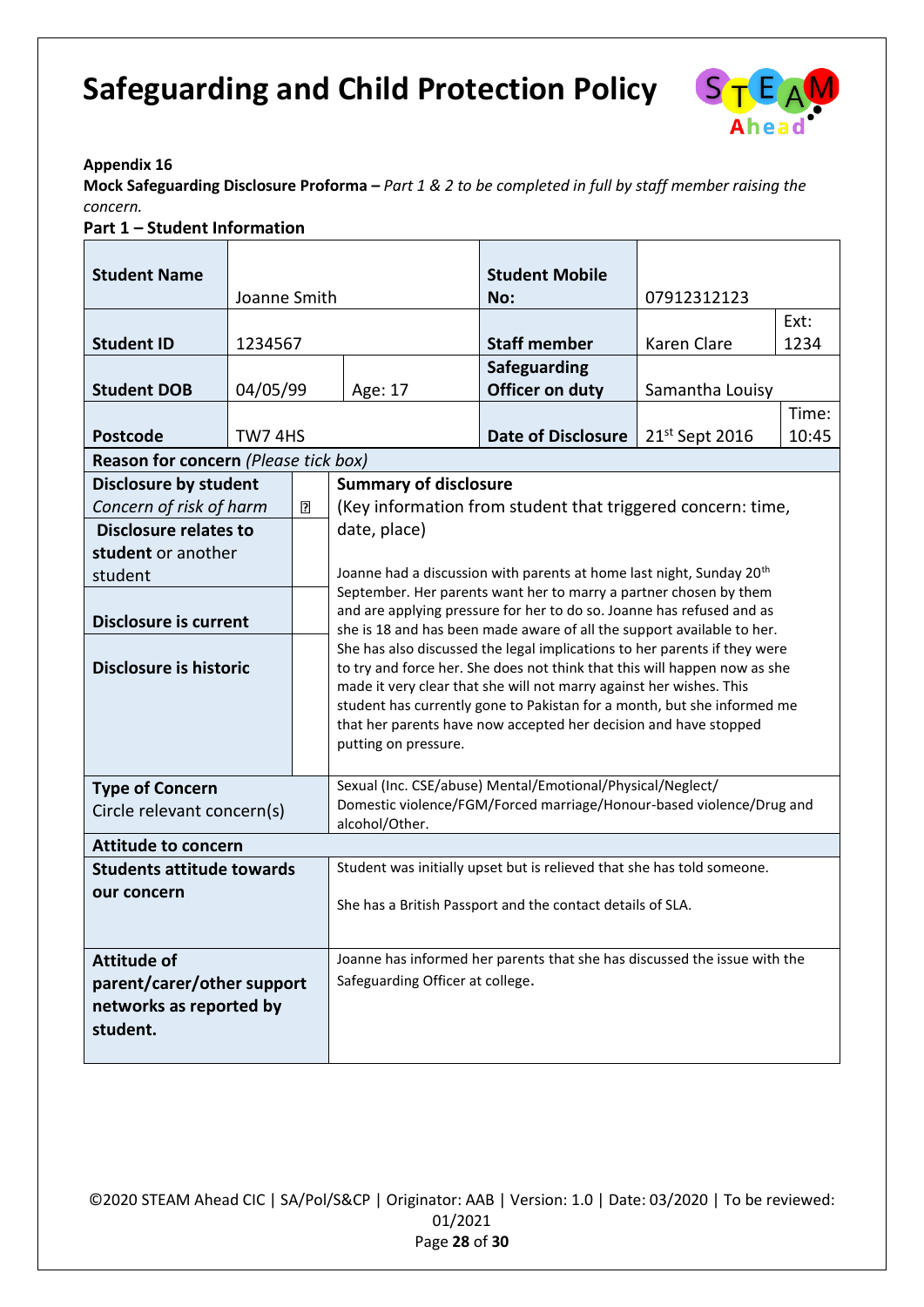# Safeguarding and Child Protection Policy

**Appendix 16**

**Mock Safeguarding Disclosure Proforma –** *Part 1 & 2 to be completed in full by staff member raising the concern.*

**Part 1 – Student Information**

| | | | | | |
|---|---|---|---|---|---|
| **Student Name** | Joanne Smith | | **Student Mobile No:** | 07912312123 | |
| **Student ID** | 1234567 | | **Staff member** | Karen Clare | Ext: 1234 |
| **Student DOB** | 04/05/99 | Age: 17 | **Safeguarding Officer on duty** | Samantha Louisy | |
| **Postcode** | TW7 4HS | | **Date of Disclosure** | 21st Sept 2016 | Time: 10:45 |

| | | |
|---|---|---|
| **Reason for concern** *(Please tick box)* | | |
| **Disclosure by student** *Concern of risk of harm* | ☐ | **Summary of disclosure** (Key information from student that triggered concern: time, date, place) |
| **Disclosure relates to student** or another student | | Joanne had a discussion with parents at home last night, Sunday 20th September. Her parents want her to marry a partner chosen by them and are applying pressure for her to do so. Joanne has refused and as she is 18 and has been made aware of all the support available to her. She has also discussed the legal implications to her parents if they were to try and force her. She does not think that this will happen now as she made it very clear that she will not marry against her wishes. This student has currently gone to Pakistan for a month, but she informed me that her parents have now accepted her decision and have stopped putting on pressure. |
| **Disclosure is current** | | |
| **Disclosure is historic** | | |
| **Type of Concern** Circle relevant concern(s) | | Sexual (Inc. CSE/abuse) Mental/Emotional/Physical/Neglect/ Domestic violence/FGM/Forced marriage/Honour-based violence/Drug and alcohol/Other. |
| **Attitude to concern** | | |
| **Students attitude towards our concern** | | Student was initially upset but is relieved that she has told someone. She has a British Passport and the contact details of SLA. |
| **Attitude of parent/carer/other support networks as reported by student.** | | Joanne has informed her parents that she has discussed the issue with the Safeguarding Officer at college. |

©2020 STEAM Ahead CIC | SA/Pol/S&CP | Originator: AAB | Version: 1.0 | Date: 03/2020 | To be reviewed: 01/2021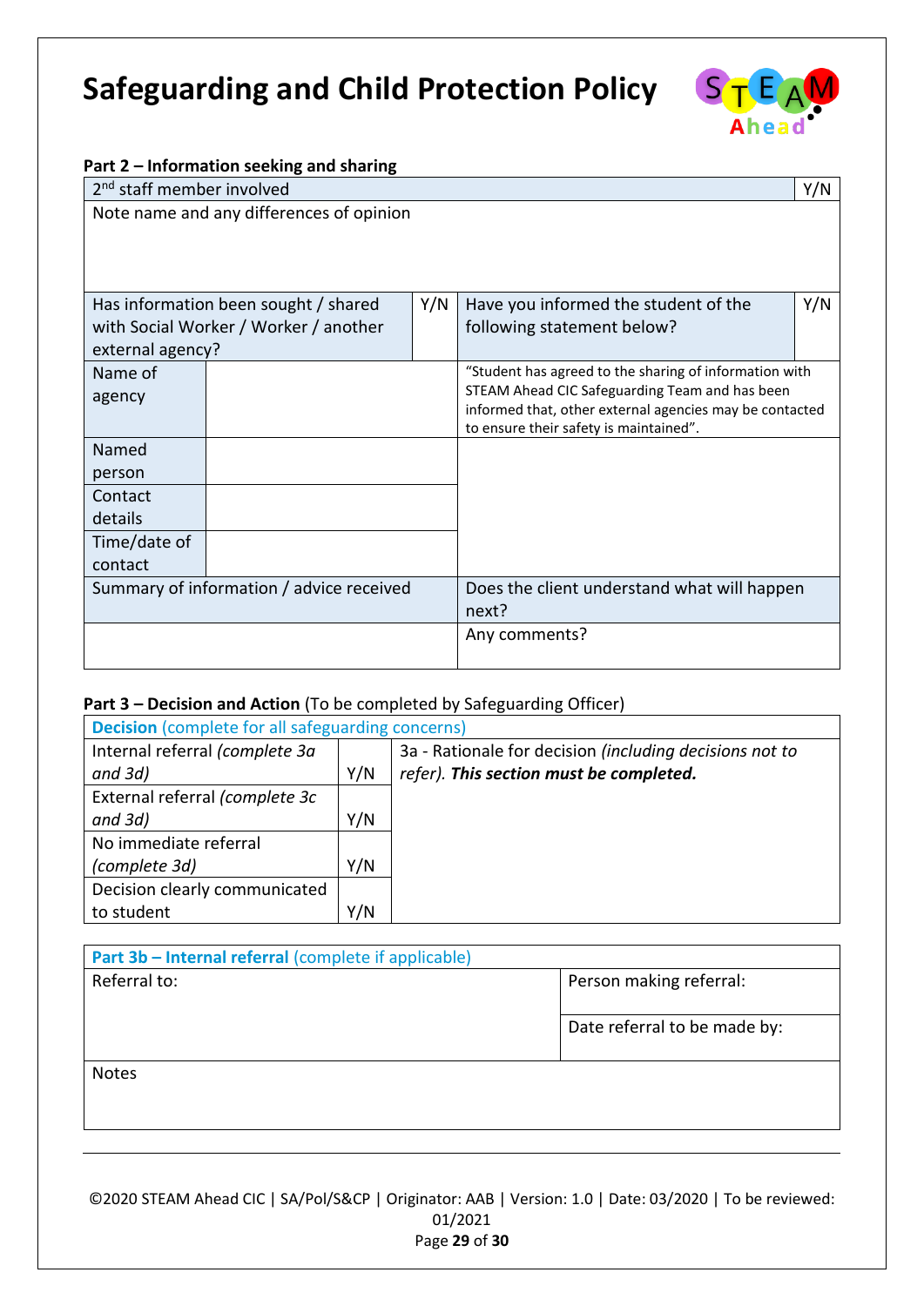# Safeguarding and Child Protection Policy

**Part 2 – Information seeking and sharing**

| 2nd staff member involved | Y/N |
|---|---|
| Note name and any differences of opinion | |

| Has information been sought / shared with Social Worker / Worker / another external agency? | | Y/N | Have you informed the student of the following statement below? | Y/N |
|---|---|---|---|---|
| Name of agency | | | "Student has agreed to the sharing of information with STEAM Ahead CIC Safeguarding Team and has been informed that, other external agencies may be contacted to ensure their safety is maintained". | |
| Named person | | | | |
| Contact details | | | | |
| Time/date of contact | | | | |
| Summary of information / advice received | | | Does the client understand what will happen next? | |
| | | | Any comments? | |

**Part 3 – Decision and Action** (To be completed by Safeguarding Officer)

| Decision (complete for all safeguarding concerns) | | |
|---|---|---|
| Internal referral *(complete 3a and 3d)* | Y/N | 3a - Rationale for decision *(including decisions not to refer). **This section must be completed.*** |
| External referral *(complete 3c and 3d)* | Y/N | |
| No immediate referral *(complete 3d)* | Y/N | |
| Decision clearly communicated to student | Y/N | |

| **Part 3b – Internal referral** (complete if applicable) | |
|---|---|
| Referral to: | Person making referral: |
| | Date referral to be made by: |
| Notes | |

©2020 STEAM Ahead CIC | SA/Pol/S&CP | Originator: AAB | Version: 1.0 | Date: 03/2020 | To be reviewed: 01/2021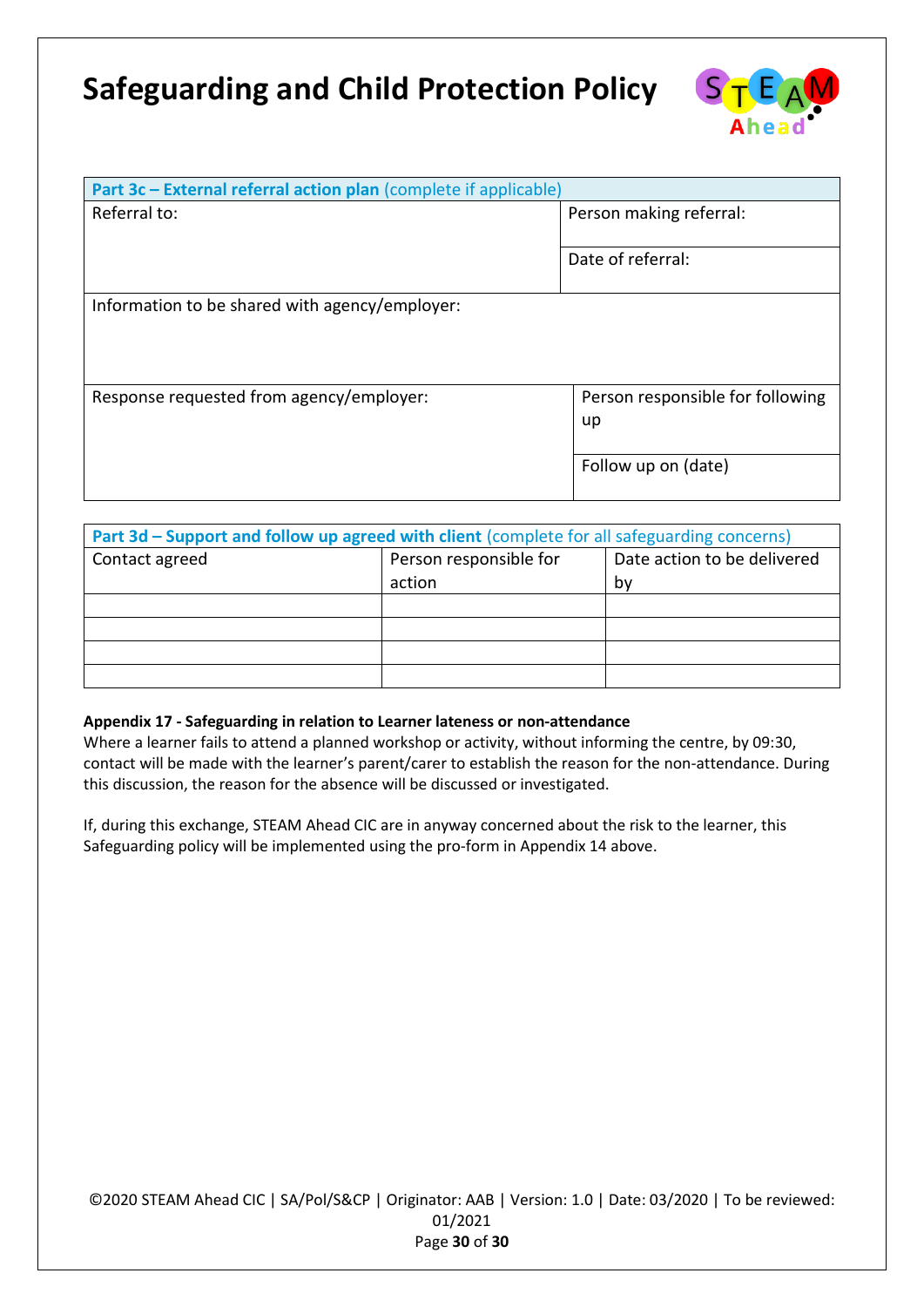| **Part 3c – External referral action plan** (complete if applicable) | |
| --- | --- |
| Referral to: | Person making referral: |
| | Date of referral: |
| Information to be shared with agency/employer: | |
| Response requested from agency/employer: | Person responsible for following up |
| | Follow up on (date) |

| **Part 3d – Support and follow up agreed with client** (complete for all safeguarding concerns) | | |
| --- | --- | --- |
| Contact agreed | Person responsible for action | Date action to be delivered by |
| | | |
| | | |
| | | |
| | | |

**Appendix 17 - Safeguarding in relation to Learner lateness or non-attendance**

Where a learner fails to attend a planned workshop or activity, without informing the centre, by 09:30, contact will be made with the learner's parent/carer to establish the reason for the non-attendance. During this discussion, the reason for the absence will be discussed or investigated.

If, during this exchange, STEAM Ahead CIC are in anyway concerned about the risk to the learner, this Safeguarding policy will be implemented using the pro-form in Appendix 14 above.